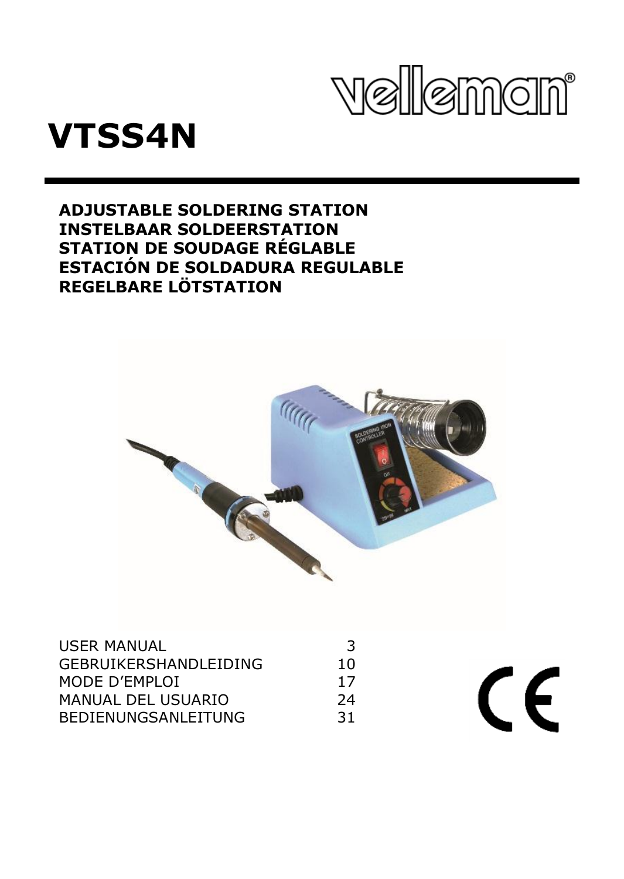velleman®

# VTSS4N

**ADJUSTABLE SOLDERING STATION**
**INSTELBAAR SOLDEERSTATION**
**STATION DE SOUDAGE RÉGLABLE**
**ESTACIÓN DE SOLDADURA REGULABLE**
**REGELBARE LÖTSTATION**

| | |
|---|---|
| USER MANUAL | 3 |
| GEBRUIKERSHANDLEIDING | 10 |
| MODE D'EMPLOI | 17 |
| MANUAL DEL USUARIO | 24 |
| BEDIENUNGSANLEITUNG | 31 |

CE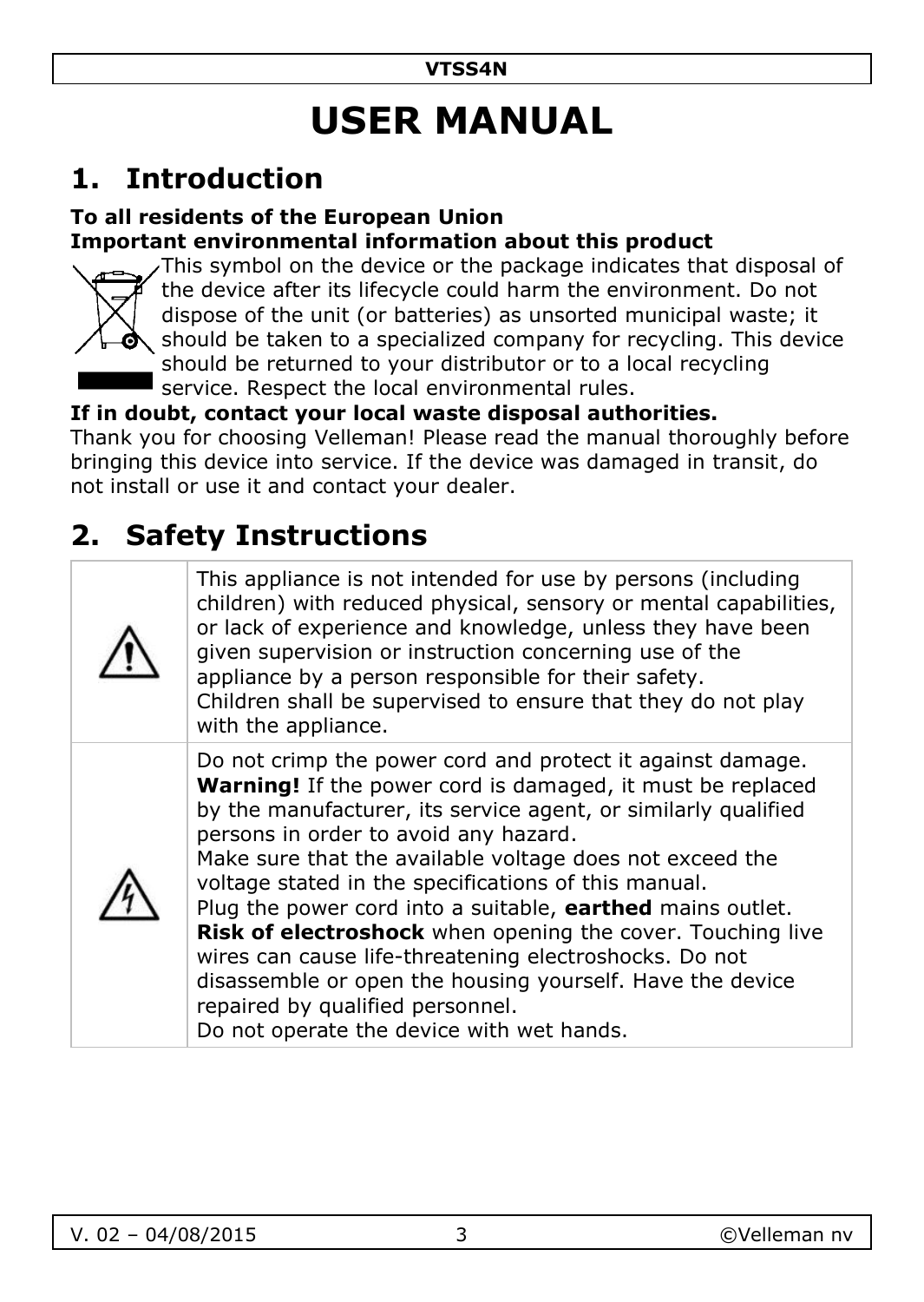# USER MANUAL

## 1. Introduction

**To all residents of the European Union**

**Important environmental information about this product**

This symbol on the device or the package indicates that disposal of the device after its lifecycle could harm the environment. Do not dispose of the unit (or batteries) as unsorted municipal waste; it should be taken to a specialized company for recycling. This device should be returned to your distributor or to a local recycling service. Respect the local environmental rules.

**If in doubt, contact your local waste disposal authorities.**

Thank you for choosing Velleman! Please read the manual thoroughly before bringing this device into service. If the device was damaged in transit, do not install or use it and contact your dealer.

## 2. Safety Instructions

| | |
|---|---|
| ⚠ | This appliance is not intended for use by persons (including children) with reduced physical, sensory or mental capabilities, or lack of experience and knowledge, unless they have been given supervision or instruction concerning use of the appliance by a person responsible for their safety.<br>Children shall be supervised to ensure that they do not play with the appliance. |
| ⚠ | Do not crimp the power cord and protect it against damage. **Warning!** If the power cord is damaged, it must be replaced by the manufacturer, its service agent, or similarly qualified persons in order to avoid any hazard.<br>Make sure that the available voltage does not exceed the voltage stated in the specifications of this manual.<br>Plug the power cord into a suitable, **earthed** mains outlet.<br>**Risk of electroshock** when opening the cover. Touching live wires can cause life-threatening electroshocks. Do not disassemble or open the housing yourself. Have the device repaired by qualified personnel.<br>Do not operate the device with wet hands. |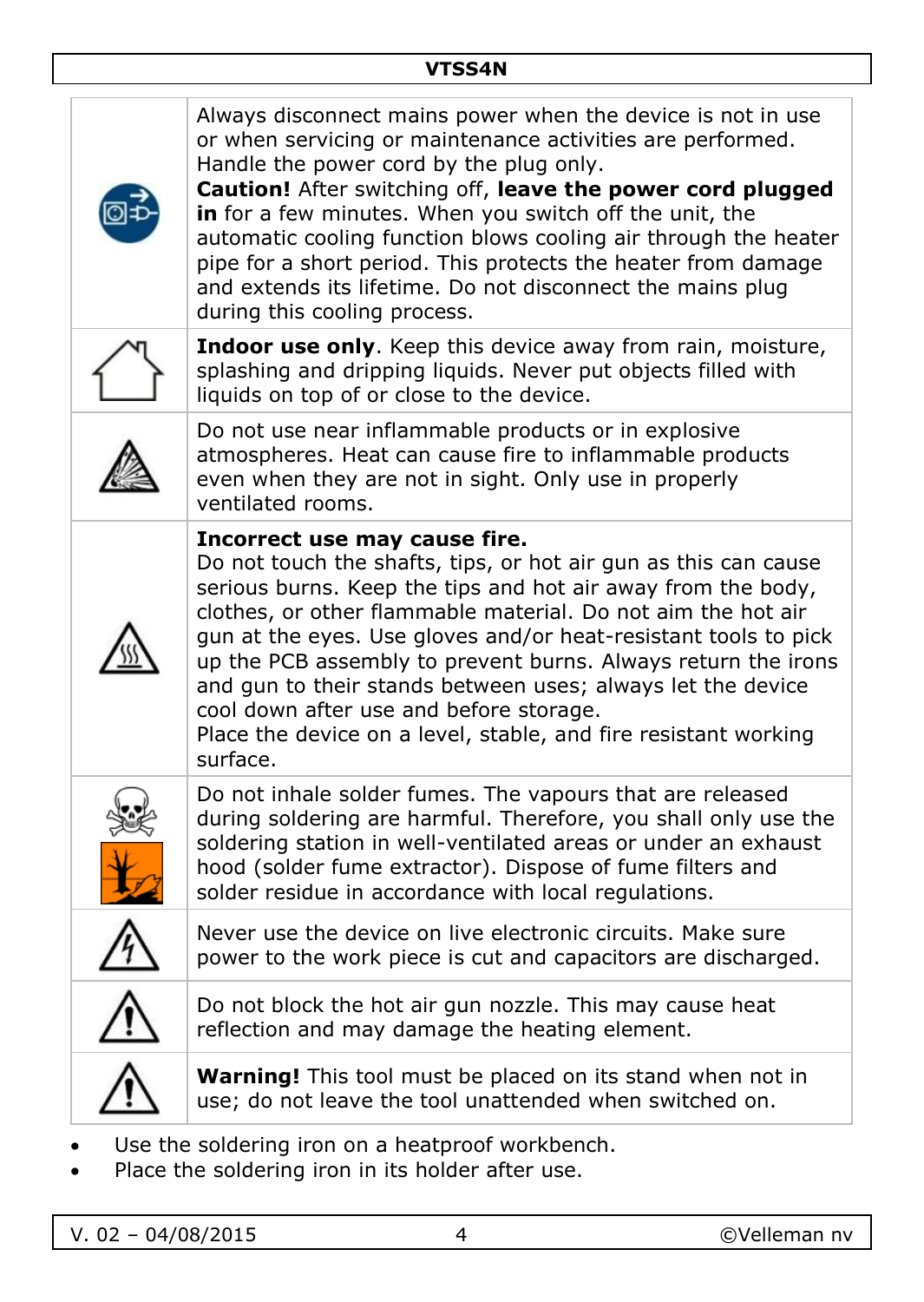| | |
|---|---|
| | Always disconnect mains power when the device is not in use or when servicing or maintenance activities are performed. Handle the power cord by the plug only. **Caution!** After switching off, **leave the power cord plugged in** for a few minutes. When you switch off the unit, the automatic cooling function blows cooling air through the heater pipe for a short period. This protects the heater from damage and extends its lifetime. Do not disconnect the mains plug during this cooling process. |
| | **Indoor use only**. Keep this device away from rain, moisture, splashing and dripping liquids. Never put objects filled with liquids on top of or close to the device. |
| | Do not use near inflammable products or in explosive atmospheres. Heat can cause fire to inflammable products even when they are not in sight. Only use in properly ventilated rooms. |
| | **Incorrect use may cause fire.** Do not touch the shafts, tips, or hot air gun as this can cause serious burns. Keep the tips and hot air away from the body, clothes, or other flammable material. Do not aim the hot air gun at the eyes. Use gloves and/or heat-resistant tools to pick up the PCB assembly to prevent burns. Always return the irons and gun to their stands between uses; always let the device cool down after use and before storage. Place the device on a level, stable, and fire resistant working surface. |
| | Do not inhale solder fumes. The vapours that are released during soldering are harmful. Therefore, you shall only use the soldering station in well-ventilated areas or under an exhaust hood (solder fume extractor). Dispose of fume filters and solder residue in accordance with local regulations. |
| | Never use the device on live electronic circuits. Make sure power to the work piece is cut and capacitors are discharged. |
| | Do not block the hot air gun nozzle. This may cause heat reflection and may damage the heating element. |
| | **Warning!** This tool must be placed on its stand when not in use; do not leave the tool unattended when switched on. |

- Use the soldering iron on a heatproof workbench.
- Place the soldering iron in its holder after use.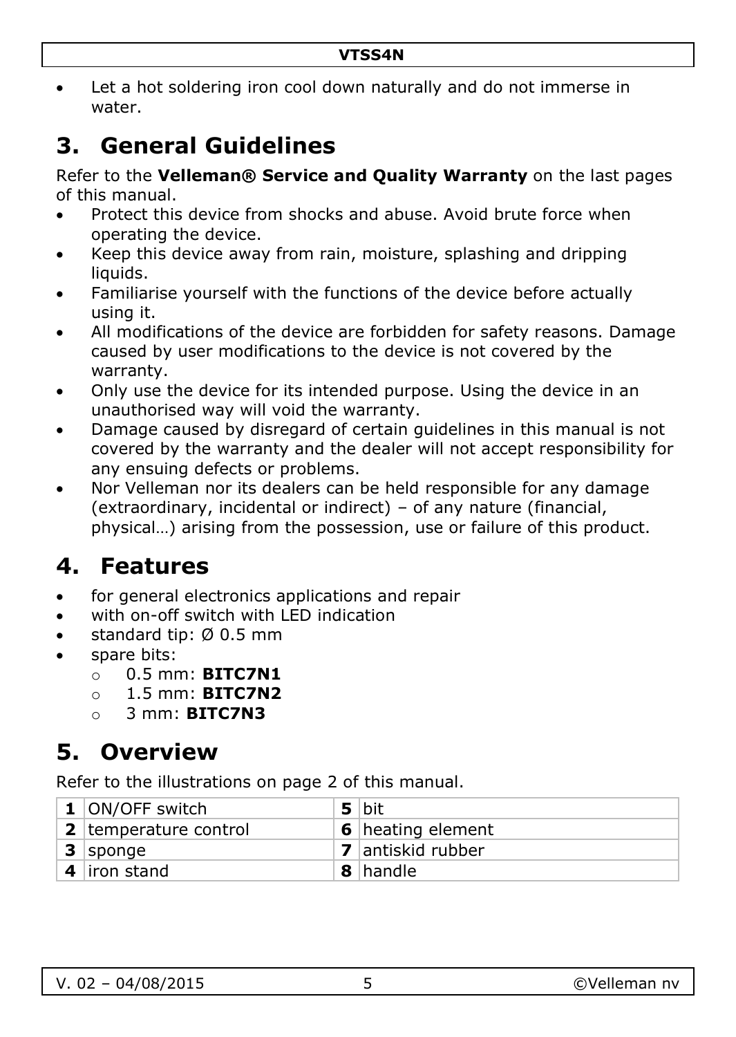- Let a hot soldering iron cool down naturally and do not immerse in water.

# 3. General Guidelines

Refer to the **Velleman® Service and Quality Warranty** on the last pages of this manual.

- Protect this device from shocks and abuse. Avoid brute force when operating the device.
- Keep this device away from rain, moisture, splashing and dripping liquids.
- Familiarise yourself with the functions of the device before actually using it.
- All modifications of the device are forbidden for safety reasons. Damage caused by user modifications to the device is not covered by the warranty.
- Only use the device for its intended purpose. Using the device in an unauthorised way will void the warranty.
- Damage caused by disregard of certain guidelines in this manual is not covered by the warranty and the dealer will not accept responsibility for any ensuing defects or problems.
- Nor Velleman nor its dealers can be held responsible for any damage (extraordinary, incidental or indirect) – of any nature (financial, physical…) arising from the possession, use or failure of this product.

# 4. Features

- for general electronics applications and repair
- with on-off switch with LED indication
- standard tip: Ø 0.5 mm
- spare bits:
  - 0.5 mm: **BITC7N1**
  - 1.5 mm: **BITC7N2**
  - 3 mm: **BITC7N3**

# 5. Overview

Refer to the illustrations on page 2 of this manual.

| | | | |
|---|---|---|---|
| **1** | ON/OFF switch | **5** | bit |
| **2** | temperature control | **6** | heating element |
| **3** | sponge | **7** | antiskid rubber |
| **4** | iron stand | **8** | handle |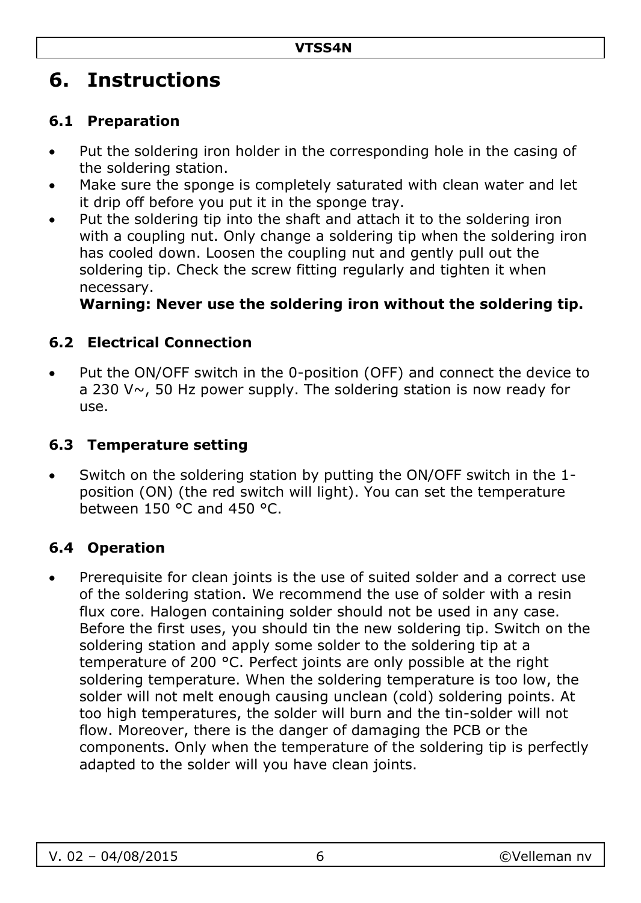# 6. Instructions

## 6.1 Preparation

- Put the soldering iron holder in the corresponding hole in the casing of the soldering station.
- Make sure the sponge is completely saturated with clean water and let it drip off before you put it in the sponge tray.
- Put the soldering tip into the shaft and attach it to the soldering iron with a coupling nut. Only change a soldering tip when the soldering iron has cooled down. Loosen the coupling nut and gently pull out the soldering tip. Check the screw fitting regularly and tighten it when necessary.
  **Warning: Never use the soldering iron without the soldering tip.**

## 6.2 Electrical Connection

- Put the ON/OFF switch in the 0-position (OFF) and connect the device to a 230 V~, 50 Hz power supply. The soldering station is now ready for use.

## 6.3 Temperature setting

- Switch on the soldering station by putting the ON/OFF switch in the 1-position (ON) (the red switch will light). You can set the temperature between 150 °C and 450 °C.

## 6.4 Operation

- Prerequisite for clean joints is the use of suited solder and a correct use of the soldering station. We recommend the use of solder with a resin flux core. Halogen containing solder should not be used in any case. Before the first uses, you should tin the new soldering tip. Switch on the soldering station and apply some solder to the soldering tip at a temperature of 200 °C. Perfect joints are only possible at the right soldering temperature. When the soldering temperature is too low, the solder will not melt enough causing unclean (cold) soldering points. At too high temperatures, the solder will burn and the tin-solder will not flow. Moreover, there is the danger of damaging the PCB or the components. Only when the temperature of the soldering tip is perfectly adapted to the solder will you have clean joints.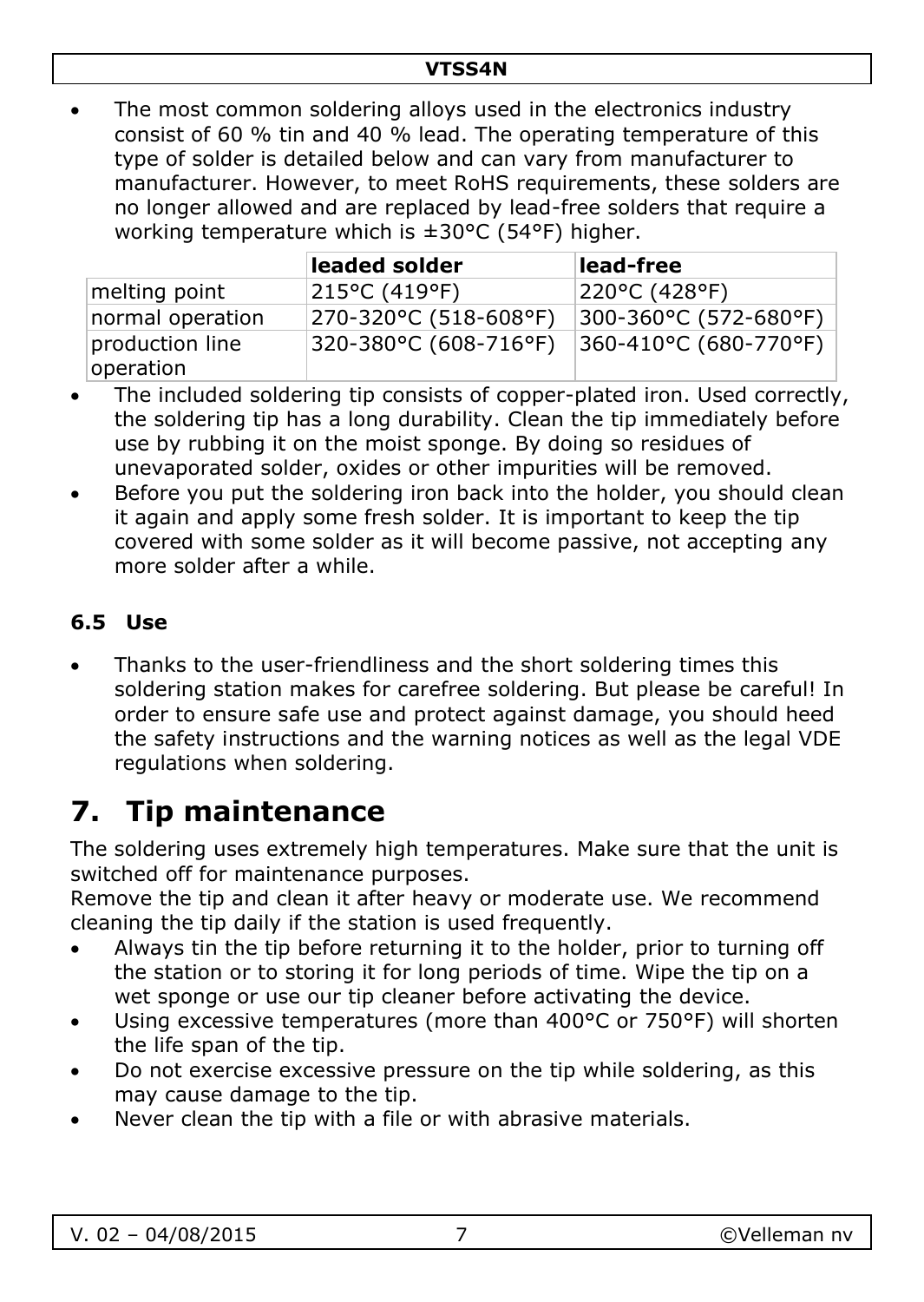- The most common soldering alloys used in the electronics industry consist of 60 % tin and 40 % lead. The operating temperature of this type of solder is detailed below and can vary from manufacturer to manufacturer. However, to meet RoHS requirements, these solders are no longer allowed and are replaced by lead-free solders that require a working temperature which is ±30°C (54°F) higher.

| | **leaded solder** | **lead-free** |
|---|---|---|
| melting point | 215°C (419°F) | 220°C (428°F) |
| normal operation | 270-320°C (518-608°F) | 300-360°C (572-680°F) |
| production line operation | 320-380°C (608-716°F) | 360-410°C (680-770°F) |

- The included soldering tip consists of copper-plated iron. Used correctly, the soldering tip has a long durability. Clean the tip immediately before use by rubbing it on the moist sponge. By doing so residues of unevaporated solder, oxides or other impurities will be removed.
- Before you put the soldering iron back into the holder, you should clean it again and apply some fresh solder. It is important to keep the tip covered with some solder as it will become passive, not accepting any more solder after a while.

### 6.5 Use

- Thanks to the user-friendliness and the short soldering times this soldering station makes for carefree soldering. But please be careful! In order to ensure safe use and protect against damage, you should heed the safety instructions and the warning notices as well as the legal VDE regulations when soldering.

# 7. Tip maintenance

The soldering uses extremely high temperatures. Make sure that the unit is switched off for maintenance purposes.
Remove the tip and clean it after heavy or moderate use. We recommend cleaning the tip daily if the station is used frequently.

- Always tin the tip before returning it to the holder, prior to turning off the station or to storing it for long periods of time. Wipe the tip on a wet sponge or use our tip cleaner before activating the device.
- Using excessive temperatures (more than 400°C or 750°F) will shorten the life span of the tip.
- Do not exercise excessive pressure on the tip while soldering, as this may cause damage to the tip.
- Never clean the tip with a file or with abrasive materials.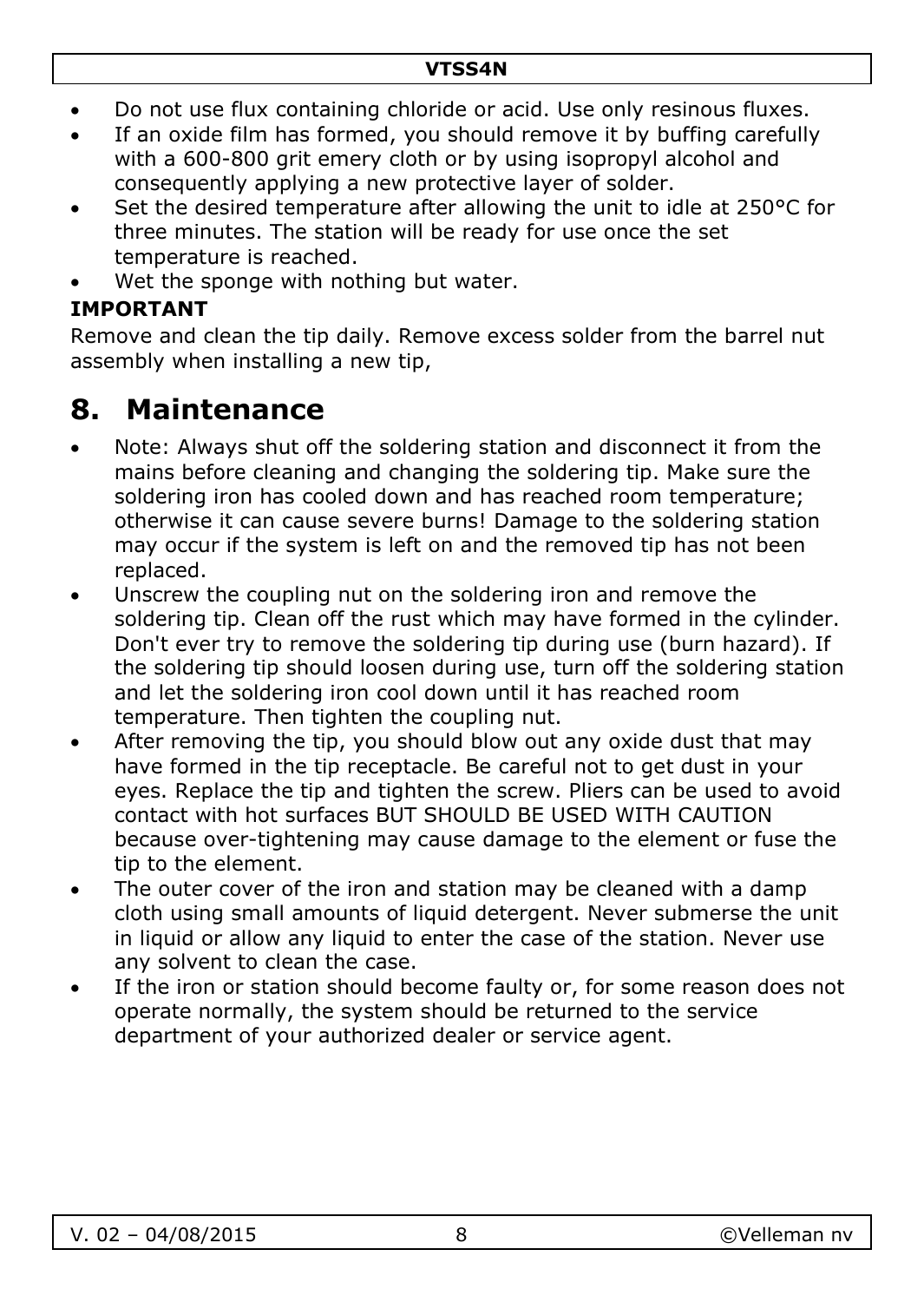- Do not use flux containing chloride or acid. Use only resinous fluxes.
- If an oxide film has formed, you should remove it by buffing carefully with a 600-800 grit emery cloth or by using isopropyl alcohol and consequently applying a new protective layer of solder.
- Set the desired temperature after allowing the unit to idle at 250°C for three minutes. The station will be ready for use once the set temperature is reached.
- Wet the sponge with nothing but water.

**IMPORTANT**

Remove and clean the tip daily. Remove excess solder from the barrel nut assembly when installing a new tip,

# 8. Maintenance

- Note: Always shut off the soldering station and disconnect it from the mains before cleaning and changing the soldering tip. Make sure the soldering iron has cooled down and has reached room temperature; otherwise it can cause severe burns! Damage to the soldering station may occur if the system is left on and the removed tip has not been replaced.
- Unscrew the coupling nut on the soldering iron and remove the soldering tip. Clean off the rust which may have formed in the cylinder. Don't ever try to remove the soldering tip during use (burn hazard). If the soldering tip should loosen during use, turn off the soldering station and let the soldering iron cool down until it has reached room temperature. Then tighten the coupling nut.
- After removing the tip, you should blow out any oxide dust that may have formed in the tip receptacle. Be careful not to get dust in your eyes. Replace the tip and tighten the screw. Pliers can be used to avoid contact with hot surfaces BUT SHOULD BE USED WITH CAUTION because over-tightening may cause damage to the element or fuse the tip to the element.
- The outer cover of the iron and station may be cleaned with a damp cloth using small amounts of liquid detergent. Never submerse the unit in liquid or allow any liquid to enter the case of the station. Never use any solvent to clean the case.
- If the iron or station should become faulty or, for some reason does not operate normally, the system should be returned to the service department of your authorized dealer or service agent.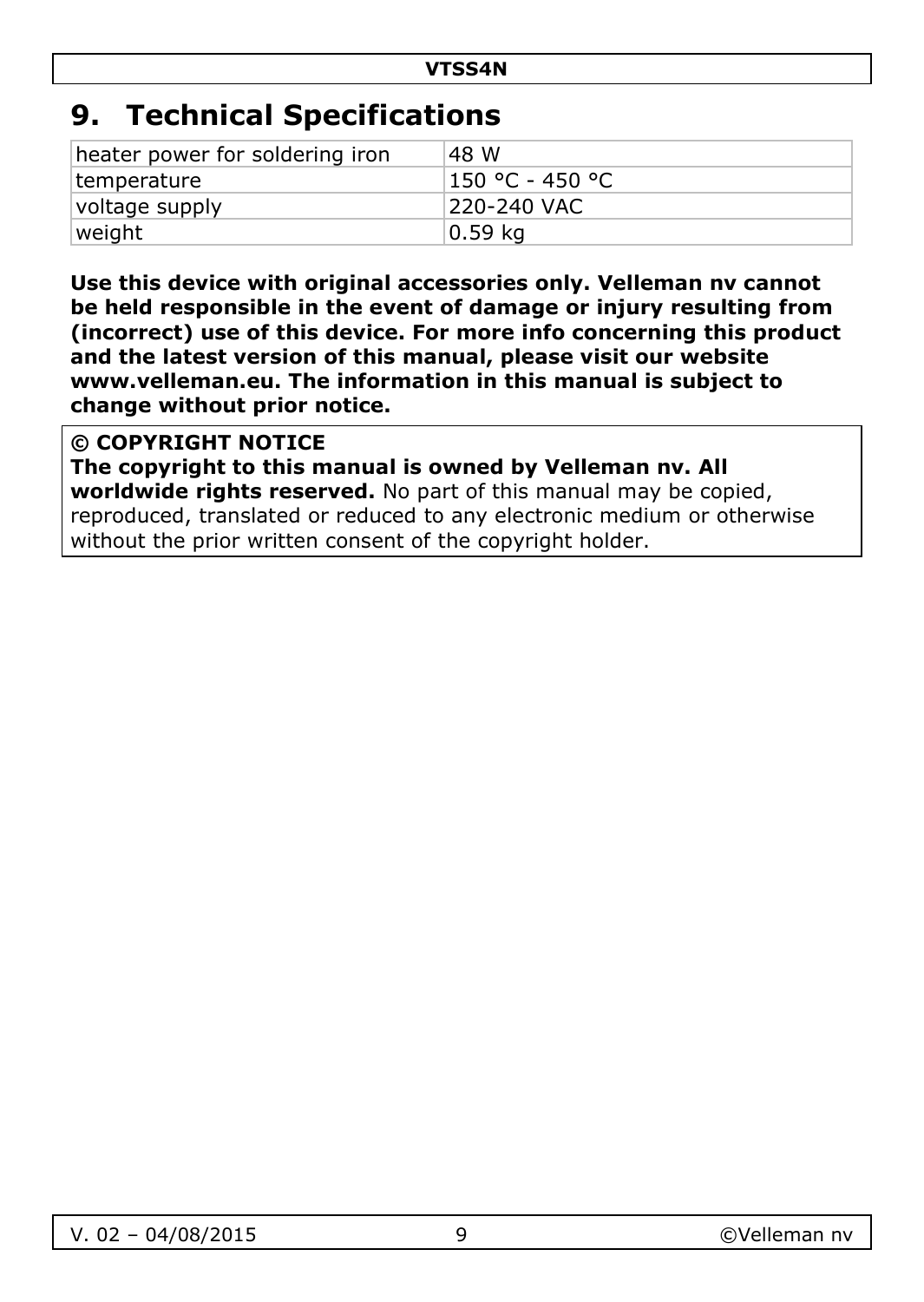# 9. Technical Specifications

| | |
|---|---|
| heater power for soldering iron | 48 W |
| temperature | 150 °C - 450 °C |
| voltage supply | 220-240 VAC |
| weight | 0.59 kg |

**Use this device with original accessories only. Velleman nv cannot be held responsible in the event of damage or injury resulting from (incorrect) use of this device. For more info concerning this product and the latest version of this manual, please visit our website www.velleman.eu. The information in this manual is subject to change without prior notice.**

**© COPYRIGHT NOTICE**
**The copyright to this manual is owned by Velleman nv. All worldwide rights reserved.** No part of this manual may be copied, reproduced, translated or reduced to any electronic medium or otherwise without the prior written consent of the copyright holder.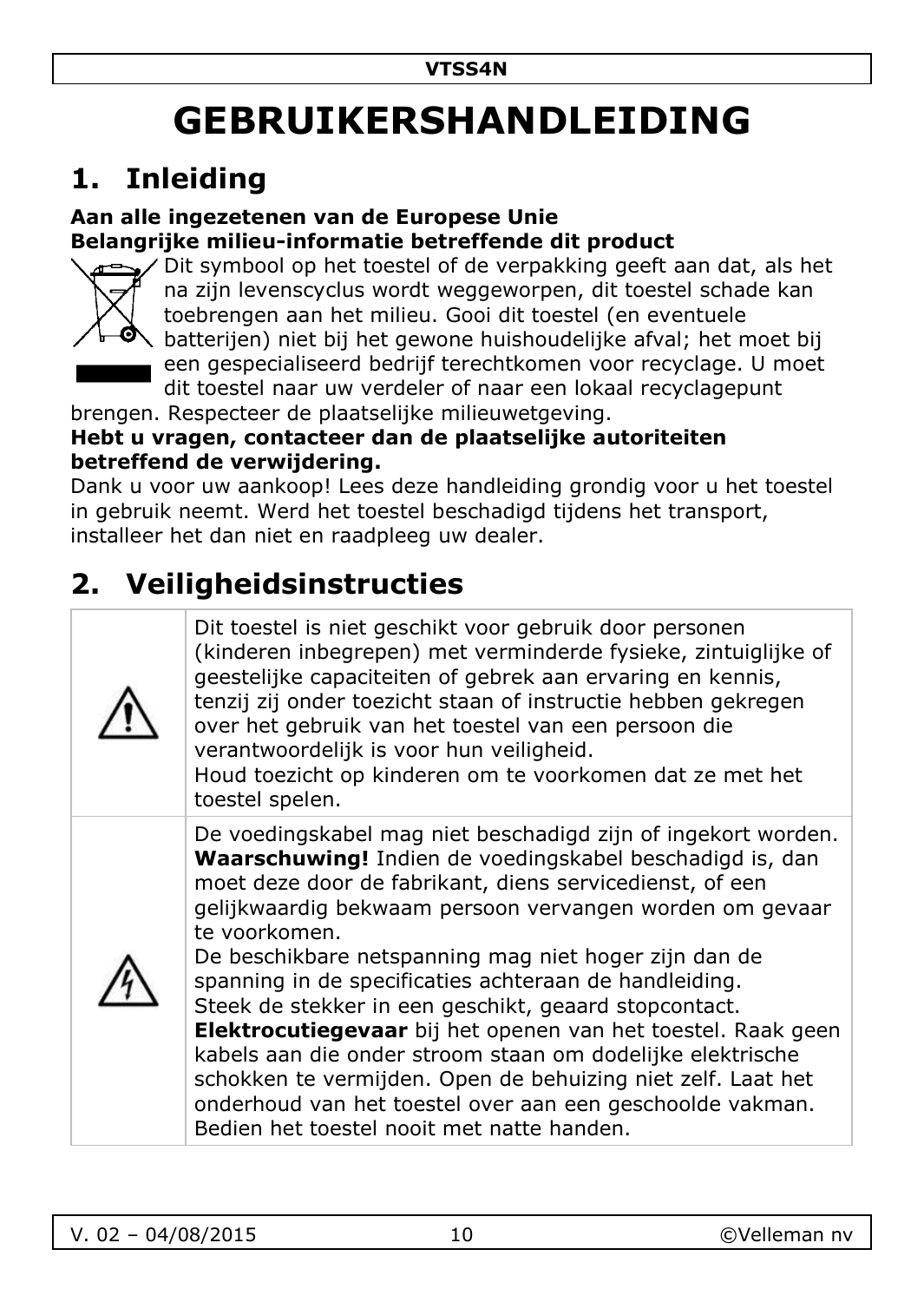# GEBRUIKERSHANDLEIDING

## 1. Inleiding

**Aan alle ingezetenen van de Europese Unie**
**Belangrijke milieu-informatie betreffende dit product**

Dit symbool op het toestel of de verpakking geeft aan dat, als het na zijn levenscyclus wordt weggeworpen, dit toestel schade kan toebrengen aan het milieu. Gooi dit toestel (en eventuele batterijen) niet bij het gewone huishoudelijke afval; het moet bij een gespecialiseerd bedrijf terechtkomen voor recyclage. U moet dit toestel naar uw verdeler of naar een lokaal recyclagepunt brengen. Respecteer de plaatselijke milieuwetgeving.

**Hebt u vragen, contacteer dan de plaatselijke autoriteiten betreffend de verwijdering.**

Dank u voor uw aankoop! Lees deze handleiding grondig voor u het toestel in gebruik neemt. Werd het toestel beschadigd tijdens het transport, installeer het dan niet en raadpleeg uw dealer.

## 2. Veiligheidsinstructies

| | |
|---|---|
| ⚠ | Dit toestel is niet geschikt voor gebruik door personen (kinderen inbegrepen) met verminderde fysieke, zintuiglijke of geestelijke capaciteiten of gebrek aan ervaring en kennis, tenzij zij onder toezicht staan of instructie hebben gekregen over het gebruik van het toestel van een persoon die verantwoordelijk is voor hun veiligheid.<br>Houd toezicht op kinderen om te voorkomen dat ze met het toestel spelen. |
| ⚡ | De voedingskabel mag niet beschadigd zijn of ingekort worden. **Waarschuwing!** Indien de voedingskabel beschadigd is, dan moet deze door de fabrikant, diens servicedienst, of een gelijkwaardig bekwaam persoon vervangen worden om gevaar te voorkomen.<br>De beschikbare netspanning mag niet hoger zijn dan de spanning in de specificaties achteraan de handleiding.<br>Steek de stekker in een geschikt, geaard stopcontact.<br>**Elektrocutiegevaar** bij het openen van het toestel. Raak geen kabels aan die onder stroom staan om dodelijke elektrische schokken te vermijden. Open de behuizing niet zelf. Laat het onderhoud van het toestel over aan een geschoolde vakman.<br>Bedien het toestel nooit met natte handen. |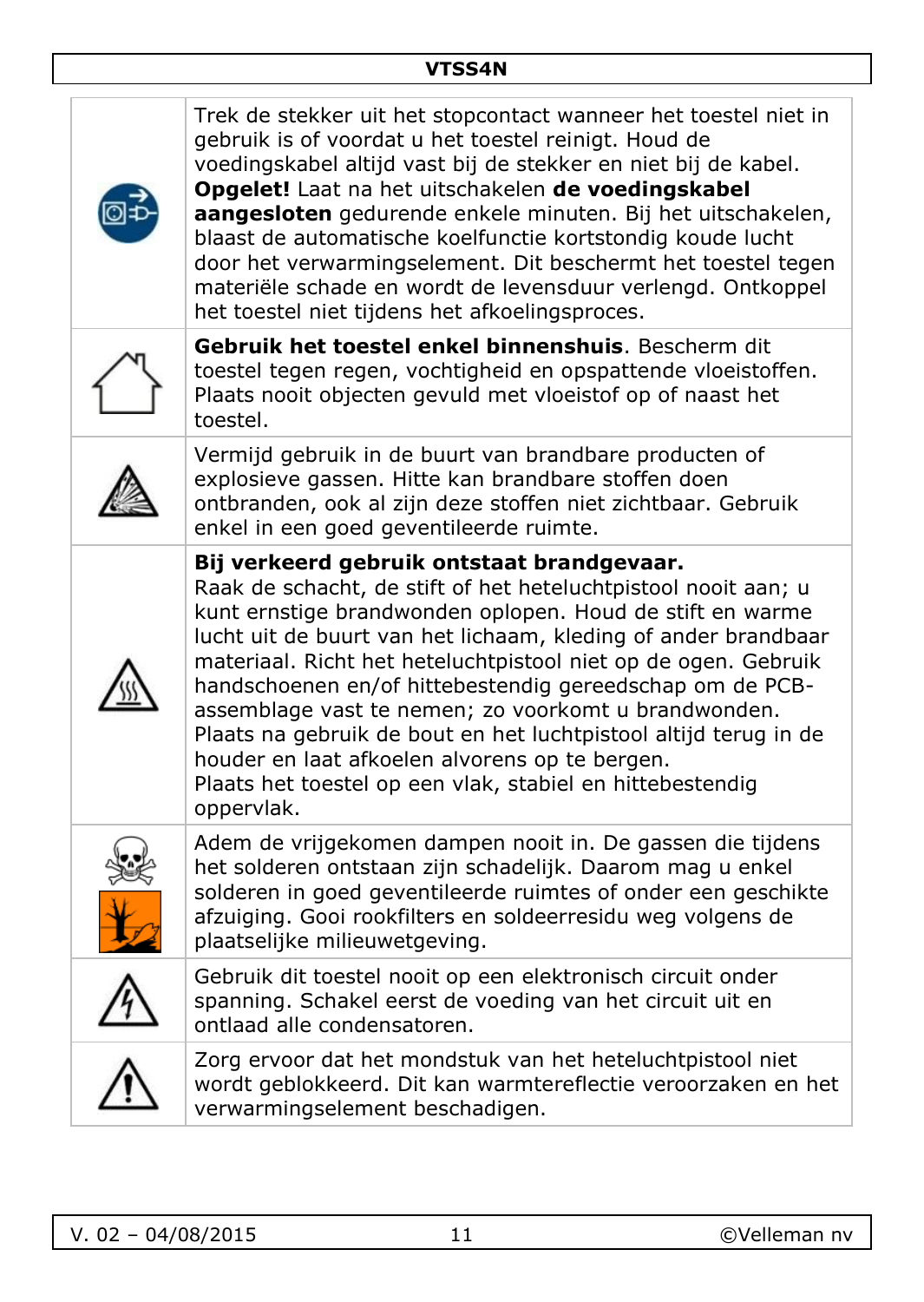| | |
|---|---|
| | Trek de stekker uit het stopcontact wanneer het toestel niet in gebruik is of voordat u het toestel reinigt. Houd de voedingskabel altijd vast bij de stekker en niet bij de kabel. **Opgelet!** Laat na het uitschakelen **de voedingskabel aangesloten** gedurende enkele minuten. Bij het uitschakelen, blaast de automatische koelfunctie kortstondig koude lucht door het verwarmingselement. Dit beschermt het toestel tegen materiële schade en wordt de levensduur verlengd. Ontkoppel het toestel niet tijdens het afkoelingsproces. |
| | **Gebruik het toestel enkel binnenshuis**. Bescherm dit toestel tegen regen, vochtigheid en opspattende vloeistoffen. Plaats nooit objecten gevuld met vloeistof op of naast het toestel. |
| | Vermijd gebruik in de buurt van brandbare producten of explosieve gassen. Hitte kan brandbare stoffen doen ontbranden, ook al zijn deze stoffen niet zichtbaar. Gebruik enkel in een goed geventileerde ruimte. |
| | **Bij verkeerd gebruik ontstaat brandgevaar.** Raak de schacht, de stift of het heteluchtpistool nooit aan; u kunt ernstige brandwonden oplopen. Houd de stift en warme lucht uit de buurt van het lichaam, kleding of ander brandbaar materiaal. Richt het heteluchtpistool niet op de ogen. Gebruik handschoenen en/of hittebestendig gereedschap om de PCB-assemblage vast te nemen; zo voorkomt u brandwonden. Plaats na gebruik de bout en het luchtpistool altijd terug in de houder en laat afkoelen alvorens op te bergen. Plaats het toestel op een vlak, stabiel en hittebestendig oppervlak. |
| | Adem de vrijgekomen dampen nooit in. De gassen die tijdens het solderen ontstaan zijn schadelijk. Daarom mag u enkel solderen in goed geventileerde ruimtes of onder een geschikte afzuiging. Gooi rookfilters en soldeerresidu weg volgens de plaatselijke milieuwetgeving. |
| | Gebruik dit toestel nooit op een elektronisch circuit onder spanning. Schakel eerst de voeding van het circuit uit en ontlaad alle condensatoren. |
| | Zorg ervoor dat het mondstuk van het heteluchtpistool niet wordt geblokkeerd. Dit kan warmtereflectie veroorzaken en het verwarmingselement beschadigen. |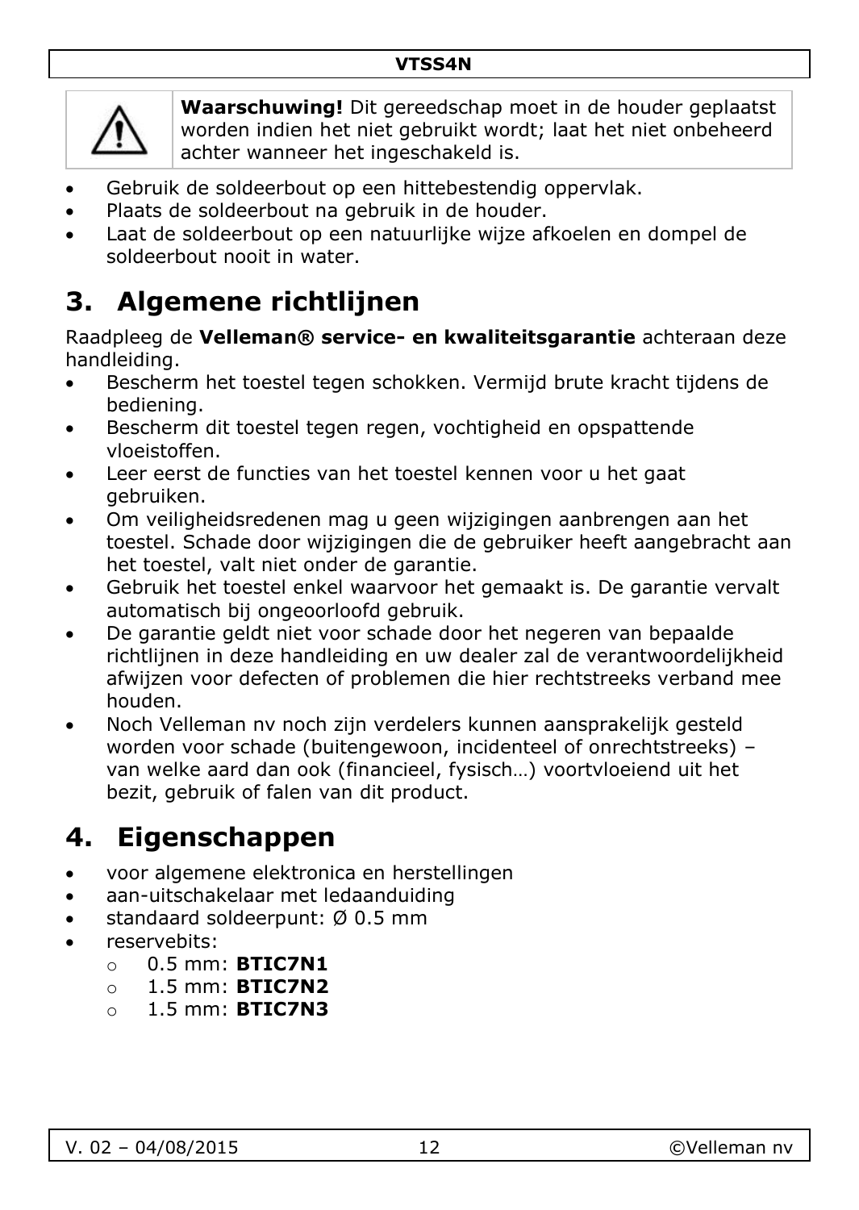**Waarschuwing!** Dit gereedschap moet in de houder geplaatst worden indien het niet gebruikt wordt; laat het niet onbeheerd achter wanneer het ingeschakeld is.

- Gebruik de soldeerbout op een hittebestendig oppervlak.
- Plaats de soldeerbout na gebruik in de houder.
- Laat de soldeerbout op een natuurlijke wijze afkoelen en dompel de soldeerbout nooit in water.

# 3. Algemene richtlijnen

Raadpleeg de **Velleman® service- en kwaliteitsgarantie** achteraan deze handleiding.

- Bescherm het toestel tegen schokken. Vermijd brute kracht tijdens de bediening.
- Bescherm dit toestel tegen regen, vochtigheid en opspattende vloeistoffen.
- Leer eerst de functies van het toestel kennen voor u het gaat gebruiken.
- Om veiligheidsredenen mag u geen wijzigingen aanbrengen aan het toestel. Schade door wijzigingen die de gebruiker heeft aangebracht aan het toestel, valt niet onder de garantie.
- Gebruik het toestel enkel waarvoor het gemaakt is. De garantie vervalt automatisch bij ongeoorloofd gebruik.
- De garantie geldt niet voor schade door het negeren van bepaalde richtlijnen in deze handleiding en uw dealer zal de verantwoordelijkheid afwijzen voor defecten of problemen die hier rechtstreeks verband mee houden.
- Noch Velleman nv noch zijn verdelers kunnen aansprakelijk gesteld worden voor schade (buitengewoon, incidenteel of onrechtstreeks) – van welke aard dan ook (financieel, fysisch…) voortvloeiend uit het bezit, gebruik of falen van dit product.

# 4. Eigenschappen

- voor algemene elektronica en herstellingen
- aan-uitschakelaar met ledaanduiding
- standaard soldeerpunt: Ø 0.5 mm
- reservebits:
  - 0.5 mm: **BTIC7N1**
  - 1.5 mm: **BTIC7N2**
  - 1.5 mm: **BTIC7N3**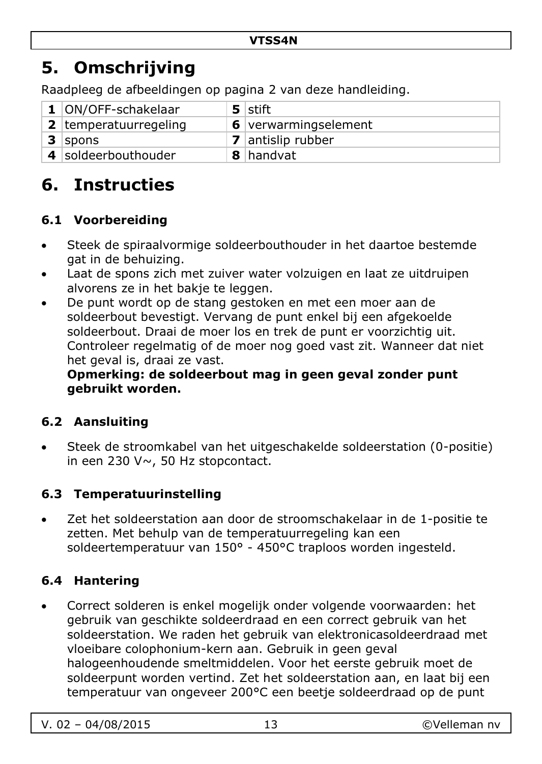# 5. Omschrijving

Raadpleeg de afbeeldingen op pagina 2 van deze handleiding.

| | | | |
|---|---|---|---|
| **1** | ON/OFF-schakelaar | **5** | stift |
| **2** | temperatuurregeling | **6** | verwarmingselement |
| **3** | spons | **7** | antislip rubber |
| **4** | soldeerbouthouder | **8** | handvat |

# 6. Instructies

### 6.1 Voorbereiding

- Steek de spiraalvormige soldeerbouthouder in het daartoe bestemde gat in de behuizing.
- Laat de spons zich met zuiver water volzuigen en laat ze uitdruipen alvorens ze in het bakje te leggen.
- De punt wordt op de stang gestoken en met een moer aan de soldeerbout bevestigt. Vervang de punt enkel bij een afgekoelde soldeerbout. Draai de moer los en trek de punt er voorzichtig uit. Controleer regelmatig of de moer nog goed vast zit. Wanneer dat niet het geval is, draai ze vast.
  **Opmerking: de soldeerbout mag in geen geval zonder punt gebruikt worden.**

### 6.2 Aansluiting

- Steek de stroomkabel van het uitgeschakelde soldeerstation (0-positie) in een 230 V~, 50 Hz stopcontact.

### 6.3 Temperatuurinstelling

- Zet het soldeerstation aan door de stroomschakelaar in de 1-positie te zetten. Met behulp van de temperatuurregeling kan een soldeertemperatuur van 150° - 450°C traploos worden ingesteld.

### 6.4 Hantering

- Correct solderen is enkel mogelijk onder volgende voorwaarden: het gebruik van geschikte soldeerdraad en een correct gebruik van het soldeerstation. We raden het gebruik van elektronicasoldeerdraad met vloeibare colophonium-kern aan. Gebruik in geen geval halogeenhoudende smeltmiddelen. Voor het eerste gebruik moet de soldeerpunt worden vertind. Zet het soldeerstation aan, en laat bij een temperatuur van ongeveer 200°C een beetje soldeerdraad op de punt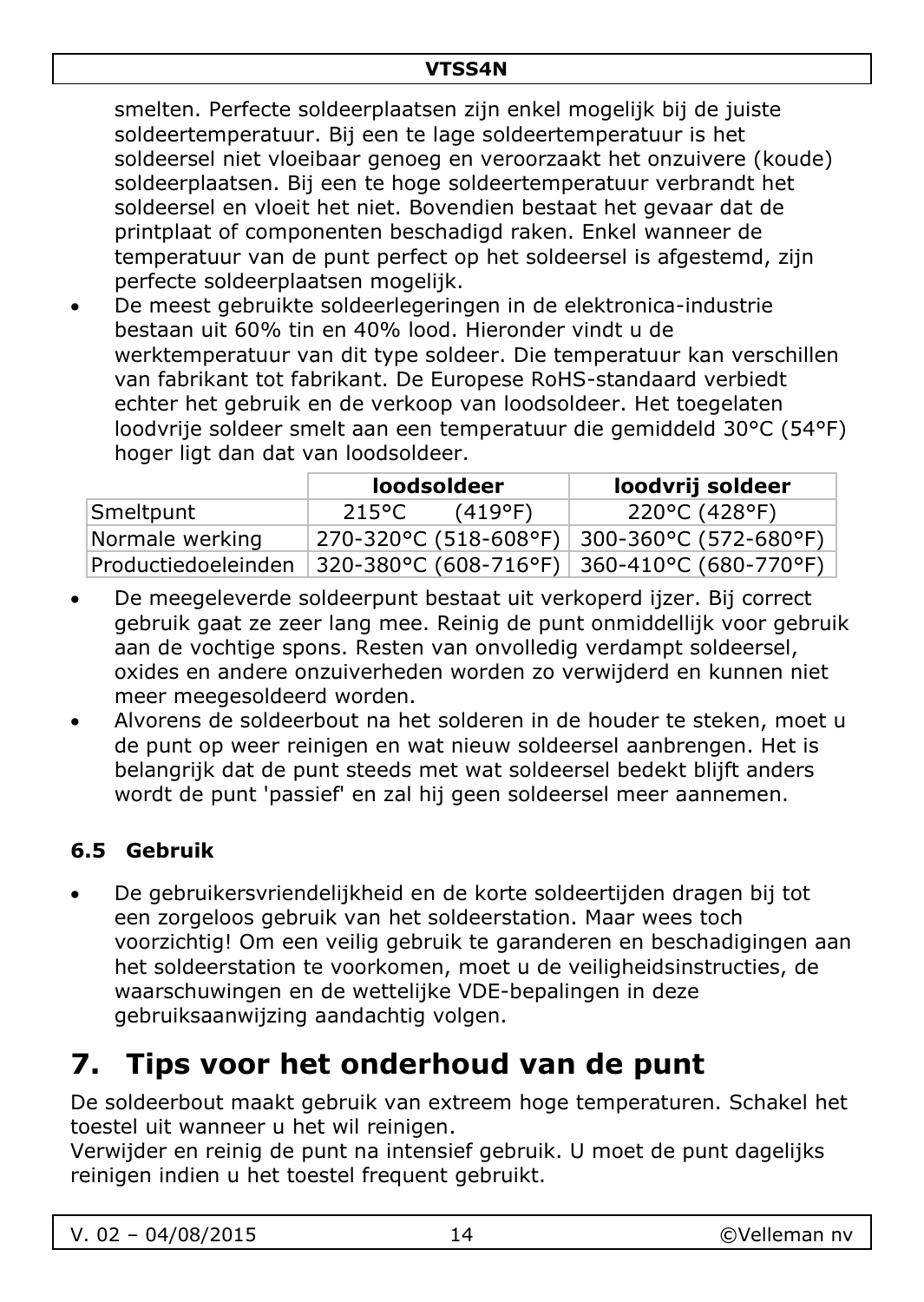smelten. Perfecte soldeerplaatsen zijn enkel mogelijk bij de juiste soldeertemperatuur. Bij een te lage soldeertemperatuur is het soldeersel niet vloeibaar genoeg en veroorzaakt het onzuivere (koude) soldeerplaatsen. Bij een te hoge soldeertemperatuur verbrandt het soldeersel en vloeit het niet. Bovendien bestaat het gevaar dat de printplaat of componenten beschadigd raken. Enkel wanneer de temperatuur van de punt perfect op het soldeersel is afgestemd, zijn perfecte soldeerplaatsen mogelijk.

- De meest gebruikte soldeerlegeringen in de elektronica-industrie bestaan uit 60% tin en 40% lood. Hieronder vindt u de werktemperatuur van dit type soldeer. Die temperatuur kan verschillen van fabrikant tot fabrikant. De Europese RoHS-standaard verbiedt echter het gebruik en de verkoop van loodsoldeer. Het toegelaten loodvrije soldeer smelt aan een temperatuur die gemiddeld 30°C (54°F) hoger ligt dan dat van loodsoldeer.

| | **loodsoldeer** | **loodvrij soldeer** |
|---|---|---|
| Smeltpunt | 215°C (419°F) | 220°C (428°F) |
| Normale werking | 270-320°C (518-608°F) | 300-360°C (572-680°F) |
| Productiedoeleinden | 320-380°C (608-716°F) | 360-410°C (680-770°F) |

- De meegeleverde soldeerpunt bestaat uit verkoperd ijzer. Bij correct gebruik gaat ze zeer lang mee. Reinig de punt onmiddellijk voor gebruik aan de vochtige spons. Resten van onvolledig verdampt soldeersel, oxides en andere onzuiverheden worden zo verwijderd en kunnen niet meer meegesoldeerd worden.
- Alvorens de soldeerbout na het solderen in de houder te steken, moet u de punt op weer reinigen en wat nieuw soldeersel aanbrengen. Het is belangrijk dat de punt steeds met wat soldeersel bedekt blijft anders wordt de punt 'passief' en zal hij geen soldeersel meer aannemen.

### 6.5 Gebruik

- De gebruikersvriendelijkheid en de korte soldeertijden dragen bij tot een zorgeloos gebruik van het soldeerstation. Maar wees toch voorzichtig! Om een veilig gebruik te garanderen en beschadigingen aan het soldeerstation te voorkomen, moet u de veiligheidsinstructies, de waarschuwingen en de wettelijke VDE-bepalingen in deze gebruiksaanwijzing aandachtig volgen.

# 7. Tips voor het onderhoud van de punt

De soldeerbout maakt gebruik van extreem hoge temperaturen. Schakel het toestel uit wanneer u het wil reinigen.
Verwijder en reinig de punt na intensief gebruik. U moet de punt dagelijks reinigen indien u het toestel frequent gebruikt.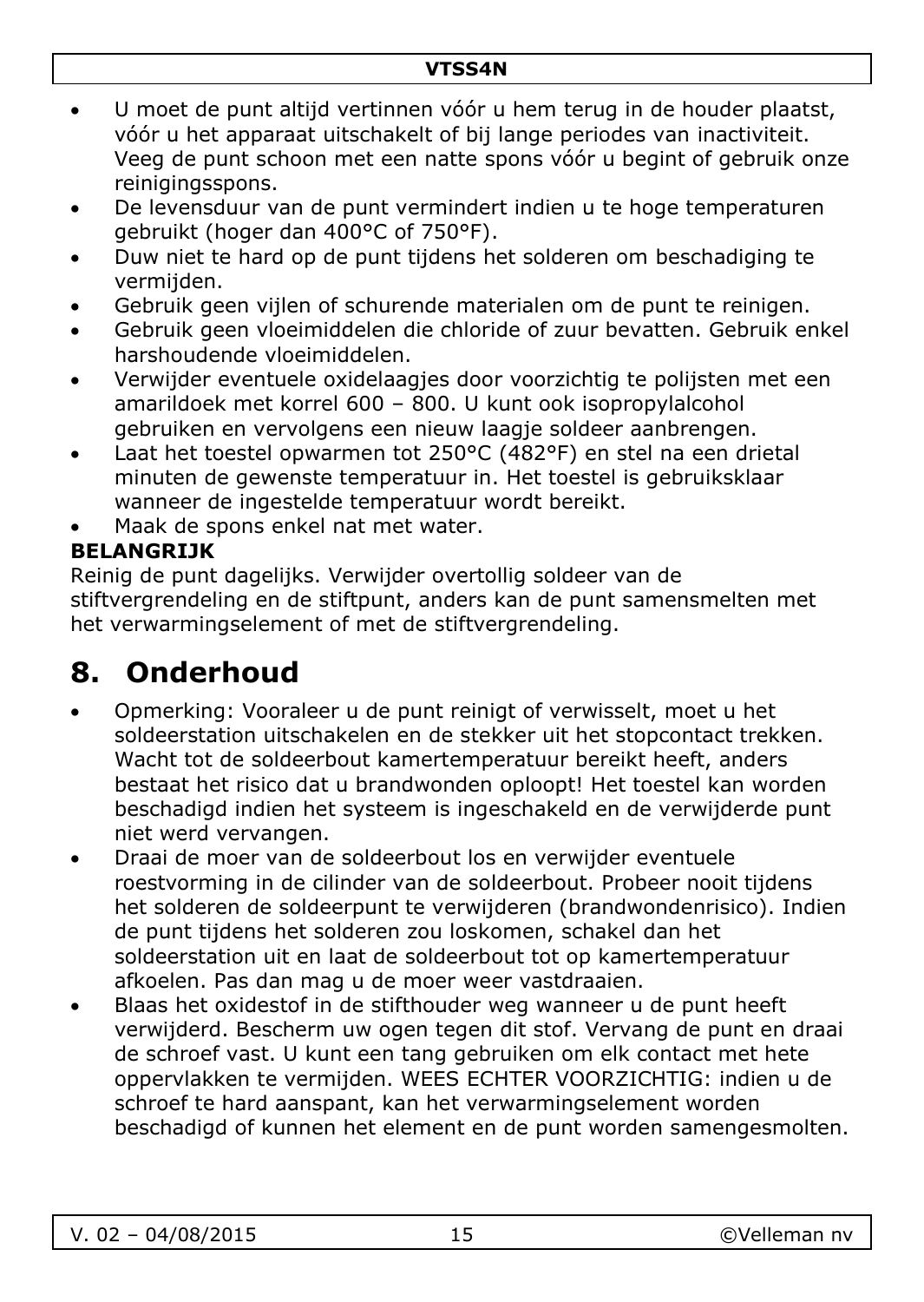- U moet de punt altijd vertinnen vóór u hem terug in de houder plaatst, vóór u het apparaat uitschakelt of bij lange periodes van inactiviteit. Veeg de punt schoon met een natte spons vóór u begint of gebruik onze reinigingsspons.
- De levensduur van de punt vermindert indien u te hoge temperaturen gebruikt (hoger dan 400°C of 750°F).
- Duw niet te hard op de punt tijdens het solderen om beschadiging te vermijden.
- Gebruik geen vijlen of schurende materialen om de punt te reinigen.
- Gebruik geen vloeimiddelen die chloride of zuur bevatten. Gebruik enkel harshoudende vloeimiddelen.
- Verwijder eventuele oxidelaagjes door voorzichtig te polijsten met een amarildoek met korrel 600 – 800. U kunt ook isopropylalcohol gebruiken en vervolgens een nieuw laagje soldeer aanbrengen.
- Laat het toestel opwarmen tot 250°C (482°F) en stel na een drietal minuten de gewenste temperatuur in. Het toestel is gebruiksklaar wanneer de ingestelde temperatuur wordt bereikt.
- Maak de spons enkel nat met water.

**BELANGRIJK**

Reinig de punt dagelijks. Verwijder overtollig soldeer van de stiftvergrendeling en de stiftpunt, anders kan de punt samensmelten met het verwarmingselement of met de stiftvergrendeling.

# 8. Onderhoud

- Opmerking: Vooraleer u de punt reinigt of verwisselt, moet u het soldeerstation uitschakelen en de stekker uit het stopcontact trekken. Wacht tot de soldeerbout kamertemperatuur bereikt heeft, anders bestaat het risico dat u brandwonden oploopt! Het toestel kan worden beschadigd indien het systeem is ingeschakeld en de verwijderde punt niet werd vervangen.
- Draai de moer van de soldeerbout los en verwijder eventuele roestvorming in de cilinder van de soldeerbout. Probeer nooit tijdens het solderen de soldeerpunt te verwijderen (brandwondenrisico). Indien de punt tijdens het solderen zou loskomen, schakel dan het soldeerstation uit en laat de soldeerbout tot op kamertemperatuur afkoelen. Pas dan mag u de moer weer vastdraaien.
- Blaas het oxidestof in de stifthouder weg wanneer u de punt heeft verwijderd. Bescherm uw ogen tegen dit stof. Vervang de punt en draai de schroef vast. U kunt een tang gebruiken om elk contact met hete oppervlakken te vermijden. WEES ECHTER VOORZICHTIG: indien u de schroef te hard aanspant, kan het verwarmingselement worden beschadigd of kunnen het element en de punt worden samengesmolten.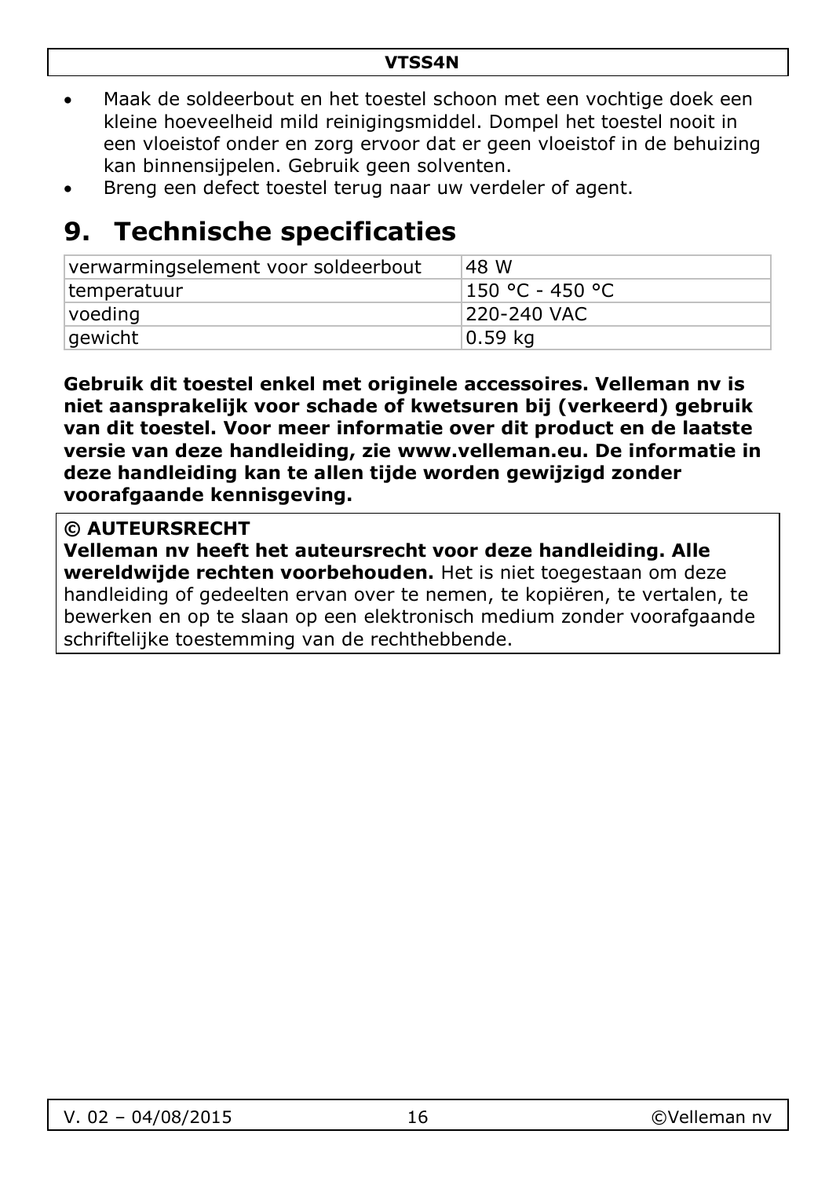- Maak de soldeerbout en het toestel schoon met een vochtige doek een kleine hoeveelheid mild reinigingsmiddel. Dompel het toestel nooit in een vloeistof onder en zorg ervoor dat er geen vloeistof in de behuizing kan binnensijpelen. Gebruik geen solventen.
- Breng een defect toestel terug naar uw verdeler of agent.

# 9. Technische specificaties

| verwarmingselement voor soldeerbout | 48 W |
|---|---|
| temperatuur | 150 °C - 450 °C |
| voeding | 220-240 VAC |
| gewicht | 0.59 kg |

**Gebruik dit toestel enkel met originele accessoires. Velleman nv is niet aansprakelijk voor schade of kwetsuren bij (verkeerd) gebruik van dit toestel. Voor meer informatie over dit product en de laatste versie van deze handleiding, zie www.velleman.eu. De informatie in deze handleiding kan te allen tijde worden gewijzigd zonder voorafgaande kennisgeving.**

**© AUTEURSRECHT**
**Velleman nv heeft het auteursrecht voor deze handleiding. Alle wereldwijde rechten voorbehouden.** Het is niet toegestaan om deze handleiding of gedeelten ervan over te nemen, te kopiëren, te vertalen, te bewerken en op te slaan op een elektronisch medium zonder voorafgaande schriftelijke toestemming van de rechthebbende.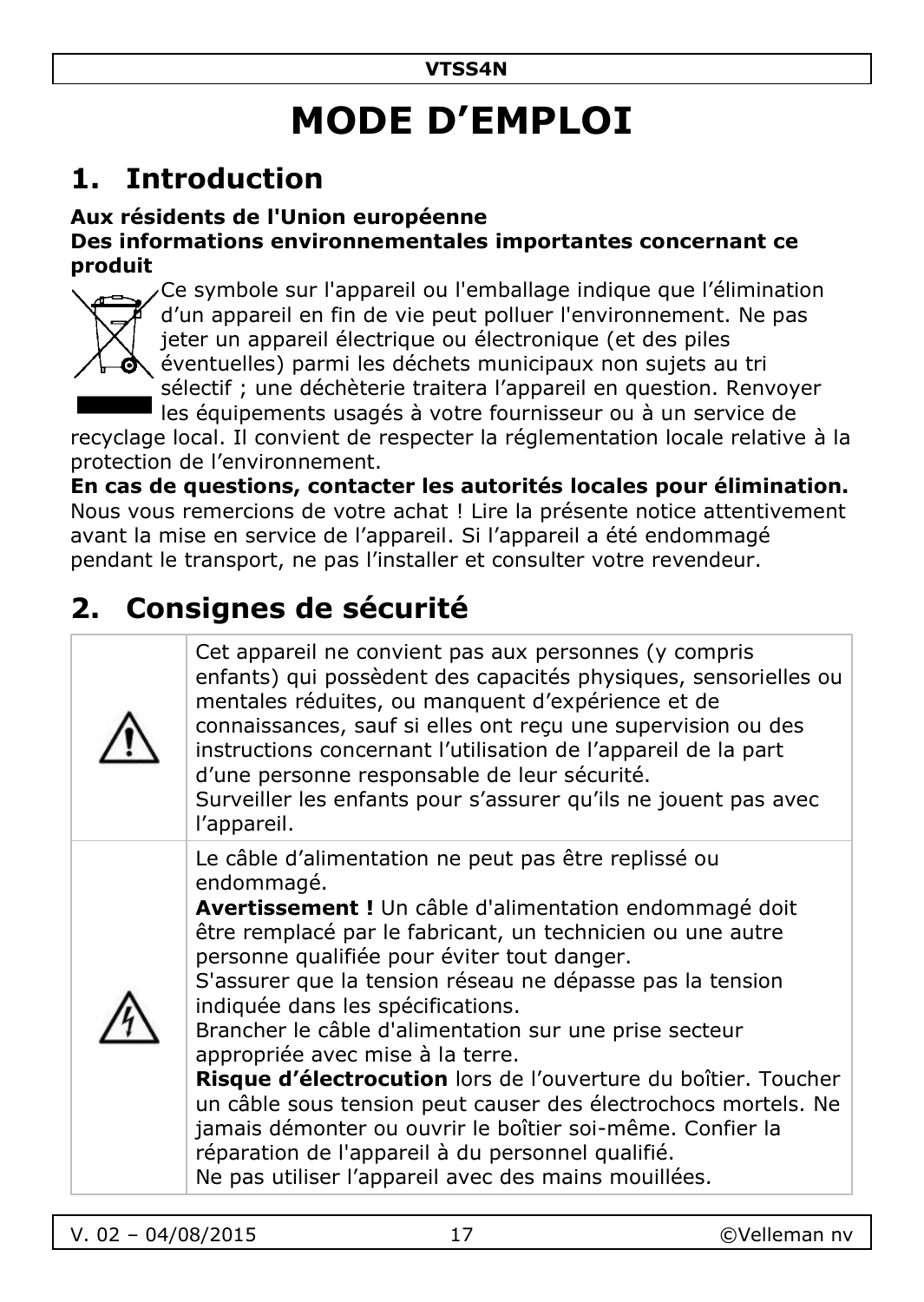// MODE D'EMPLOI

# MODE D'EMPLOI

## 1. Introduction

**Aux résidents de l'Union européenne**
**Des informations environnementales importantes concernant ce produit**

Ce symbole sur l'appareil ou l'emballage indique que l'élimination d'un appareil en fin de vie peut polluer l'environnement. Ne pas jeter un appareil électrique ou électronique (et des piles éventuelles) parmi les déchets municipaux non sujets au tri sélectif ; une déchèterie traitera l'appareil en question. Renvoyer les équipements usagés à votre fournisseur ou à un service de recyclage local. Il convient de respecter la réglementation locale relative à la protection de l'environnement.

**En cas de questions, contacter les autorités locales pour élimination.**

Nous vous remercions de votre achat ! Lire la présente notice attentivement avant la mise en service de l'appareil. Si l'appareil a été endommagé pendant le transport, ne pas l'installer et consulter votre revendeur.

## 2. Consignes de sécurité

| | |
|---|---|
| ⚠ | Cet appareil ne convient pas aux personnes (y compris enfants) qui possèdent des capacités physiques, sensorielles ou mentales réduites, ou manquent d'expérience et de connaissances, sauf si elles ont reçu une supervision ou des instructions concernant l'utilisation de l'appareil de la part d'une personne responsable de leur sécurité.<br>Surveiller les enfants pour s'assurer qu'ils ne jouent pas avec l'appareil. |
| ⚡ | Le câble d'alimentation ne peut pas être replissé ou endommagé.<br>**Avertissement !** Un câble d'alimentation endommagé doit être remplacé par le fabricant, un technicien ou une autre personne qualifiée pour éviter tout danger.<br>S'assurer que la tension réseau ne dépasse pas la tension indiquée dans les spécifications.<br>Brancher le câble d'alimentation sur une prise secteur appropriée avec mise à la terre.<br>**Risque d'électrocution** lors de l'ouverture du boîtier. Toucher un câble sous tension peut causer des électrochocs mortels. Ne jamais démonter ou ouvrir le boîtier soi-même. Confier la réparation de l'appareil à du personnel qualifié.<br>Ne pas utiliser l'appareil avec des mains mouillées. |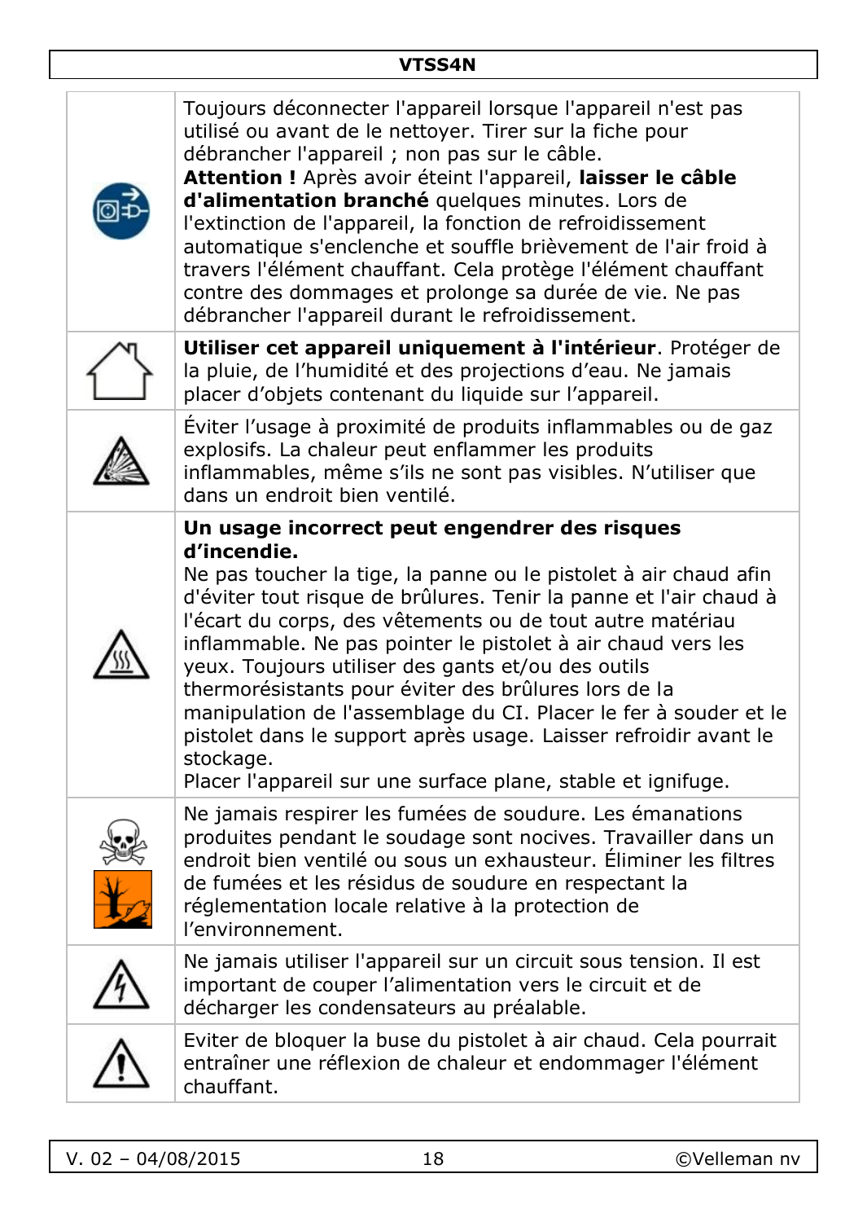| | |
|---|---|
| | Toujours déconnecter l'appareil lorsque l'appareil n'est pas utilisé ou avant de le nettoyer. Tirer sur la fiche pour débrancher l'appareil ; non pas sur le câble. **Attention !** Après avoir éteint l'appareil, **laisser le câble d'alimentation branché** quelques minutes. Lors de l'extinction de l'appareil, la fonction de refroidissement automatique s'enclenche et souffle brièvement de l'air froid à travers l'élément chauffant. Cela protège l'élément chauffant contre des dommages et prolonge sa durée de vie. Ne pas débrancher l'appareil durant le refroidissement. |
| | **Utiliser cet appareil uniquement à l'intérieur**. Protéger de la pluie, de l'humidité et des projections d'eau. Ne jamais placer d'objets contenant du liquide sur l'appareil. |
| | Éviter l'usage à proximité de produits inflammables ou de gaz explosifs. La chaleur peut enflammer les produits inflammables, même s'ils ne sont pas visibles. N'utiliser que dans un endroit bien ventilé. |
| | **Un usage incorrect peut engendrer des risques d'incendie.** Ne pas toucher la tige, la panne ou le pistolet à air chaud afin d'éviter tout risque de brûlures. Tenir la panne et l'air chaud à l'écart du corps, des vêtements ou de tout autre matériau inflammable. Ne pas pointer le pistolet à air chaud vers les yeux. Toujours utiliser des gants et/ou des outils thermorésistants pour éviter des brûlures lors de la manipulation de l'assemblage du CI. Placer le fer à souder et le pistolet dans le support après usage. Laisser refroidir avant le stockage. Placer l'appareil sur une surface plane, stable et ignifuge. |
| | Ne jamais respirer les fumées de soudure. Les émanations produites pendant le soudage sont nocives. Travailler dans un endroit bien ventilé ou sous un exhausteur. Éliminer les filtres de fumées et les résidus de soudure en respectant la réglementation locale relative à la protection de l'environnement. |
| | Ne jamais utiliser l'appareil sur un circuit sous tension. Il est important de couper l'alimentation vers le circuit et de décharger les condensateurs au préalable. |
| | Eviter de bloquer la buse du pistolet à air chaud. Cela pourrait entraîner une réflexion de chaleur et endommager l'élément chauffant. |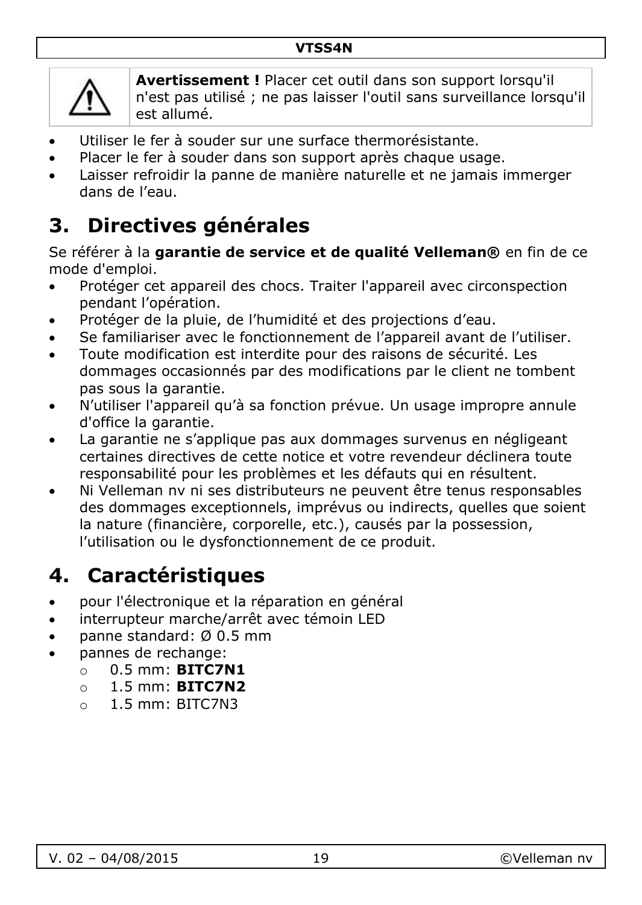**Avertissement !** Placer cet outil dans son support lorsqu'il n'est pas utilisé ; ne pas laisser l'outil sans surveillance lorsqu'il est allumé.

- Utiliser le fer à souder sur une surface thermorésistante.
- Placer le fer à souder dans son support après chaque usage.
- Laisser refroidir la panne de manière naturelle et ne jamais immerger dans de l'eau.

# 3. Directives générales

Se référer à la **garantie de service et de qualité Velleman®** en fin de ce mode d'emploi.

- Protéger cet appareil des chocs. Traiter l'appareil avec circonspection pendant l'opération.
- Protéger de la pluie, de l'humidité et des projections d'eau.
- Se familiariser avec le fonctionnement de l'appareil avant de l'utiliser.
- Toute modification est interdite pour des raisons de sécurité. Les dommages occasionnés par des modifications par le client ne tombent pas sous la garantie.
- N'utiliser l'appareil qu'à sa fonction prévue. Un usage impropre annule d'office la garantie.
- La garantie ne s'applique pas aux dommages survenus en négligeant certaines directives de cette notice et votre revendeur déclinera toute responsabilité pour les problèmes et les défauts qui en résultent.
- Ni Velleman nv ni ses distributeurs ne peuvent être tenus responsables des dommages exceptionnels, imprévus ou indirects, quelles que soient la nature (financière, corporelle, etc.), causés par la possession, l'utilisation ou le dysfonctionnement de ce produit.

# 4. Caractéristiques

- pour l'électronique et la réparation en général
- interrupteur marche/arrêt avec témoin LED
- panne standard: Ø 0.5 mm
- pannes de rechange:
  - 0.5 mm: **BITC7N1**
  - 1.5 mm: **BITC7N2**
  - 1.5 mm: BITC7N3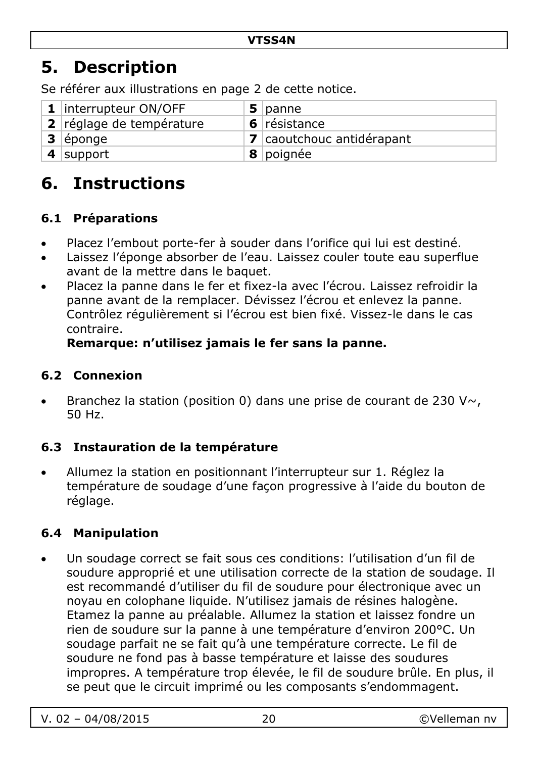# 5. Description

Se référer aux illustrations en page 2 de cette notice.

| | | | |
|---|---|---|---|
| **1** | interrupteur ON/OFF | **5** | panne |
| **2** | réglage de température | **6** | résistance |
| **3** | éponge | **7** | caoutchouc antidérapant |
| **4** | support | **8** | poignée |

# 6. Instructions

## 6.1 Préparations

- Placez l'embout porte-fer à souder dans l'orifice qui lui est destiné.
- Laissez l'éponge absorber de l'eau. Laissez couler toute eau superflue avant de la mettre dans le baquet.
- Placez la panne dans le fer et fixez-la avec l'écrou. Laissez refroidir la panne avant de la remplacer. Dévissez l'écrou et enlevez la panne. Contrôlez régulièrement si l'écrou est bien fixé. Vissez-le dans le cas contraire.
  **Remarque: n'utilisez jamais le fer sans la panne.**

## 6.2 Connexion

- Branchez la station (position 0) dans une prise de courant de 230 V~, 50 Hz.

## 6.3 Instauration de la température

- Allumez la station en positionnant l'interrupteur sur 1. Réglez la température de soudage d'une façon progressive à l'aide du bouton de réglage.

## 6.4 Manipulation

- Un soudage correct se fait sous ces conditions: l'utilisation d'un fil de soudure approprié et une utilisation correcte de la station de soudage. Il est recommandé d'utiliser du fil de soudure pour électronique avec un noyau en colophane liquide. N'utilisez jamais de résines halogène. Etamez la panne au préalable. Allumez la station et laissez fondre un rien de soudure sur la panne à une température d'environ 200°C. Un soudage parfait ne se fait qu'à une température correcte. Le fil de soudure ne fond pas à basse température et laisse des soudures impropres. A température trop élevée, le fil de soudure brûle. En plus, il se peut que le circuit imprimé ou les composants s'endommagent.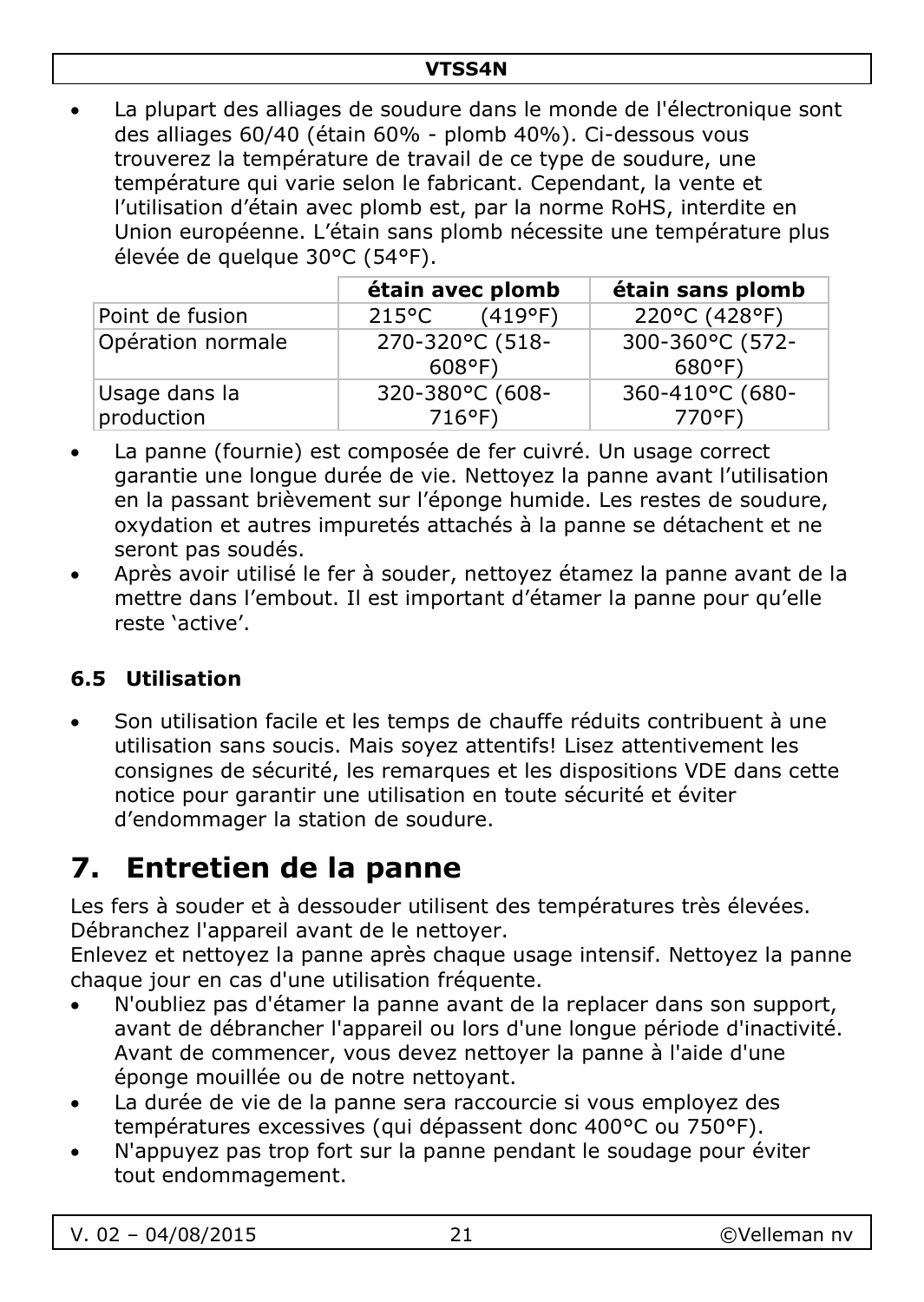- La plupart des alliages de soudure dans le monde de l'électronique sont des alliages 60/40 (étain 60% - plomb 40%). Ci-dessous vous trouverez la température de travail de ce type de soudure, une température qui varie selon le fabricant. Cependant, la vente et l'utilisation d'étain avec plomb est, par la norme RoHS, interdite en Union européenne. L'étain sans plomb nécessite une température plus élevée de quelque 30°C (54°F).

| | **étain avec plomb** | **étain sans plomb** |
|---|---|---|
| Point de fusion | 215°C (419°F) | 220°C (428°F) |
| Opération normale | 270-320°C (518-608°F) | 300-360°C (572-680°F) |
| Usage dans la production | 320-380°C (608-716°F) | 360-410°C (680-770°F) |

- La panne (fournie) est composée de fer cuivré. Un usage correct garantie une longue durée de vie. Nettoyez la panne avant l'utilisation en la passant brièvement sur l'éponge humide. Les restes de soudure, oxydation et autres impuretés attachés à la panne se détachent et ne seront pas soudés.
- Après avoir utilisé le fer à souder, nettoyez étamez la panne avant de la mettre dans l'embout. Il est important d'étamer la panne pour qu'elle reste 'active'.

### 6.5 Utilisation

- Son utilisation facile et les temps de chauffe réduits contribuent à une utilisation sans soucis. Mais soyez attentifs! Lisez attentivement les consignes de sécurité, les remarques et les dispositions VDE dans cette notice pour garantir une utilisation en toute sécurité et éviter d'endommager la station de soudure.

# 7. Entretien de la panne

Les fers à souder et à dessouder utilisent des températures très élevées. Débranchez l'appareil avant de le nettoyer.
Enlevez et nettoyez la panne après chaque usage intensif. Nettoyez la panne chaque jour en cas d'une utilisation fréquente.

- N'oubliez pas d'étamer la panne avant de la replacer dans son support, avant de débrancher l'appareil ou lors d'une longue période d'inactivité. Avant de commencer, vous devez nettoyer la panne à l'aide d'une éponge mouillée ou de notre nettoyant.
- La durée de vie de la panne sera raccourcie si vous employez des températures excessives (qui dépassent donc 400°C ou 750°F).
- N'appuyez pas trop fort sur la panne pendant le soudage pour éviter tout endommagement.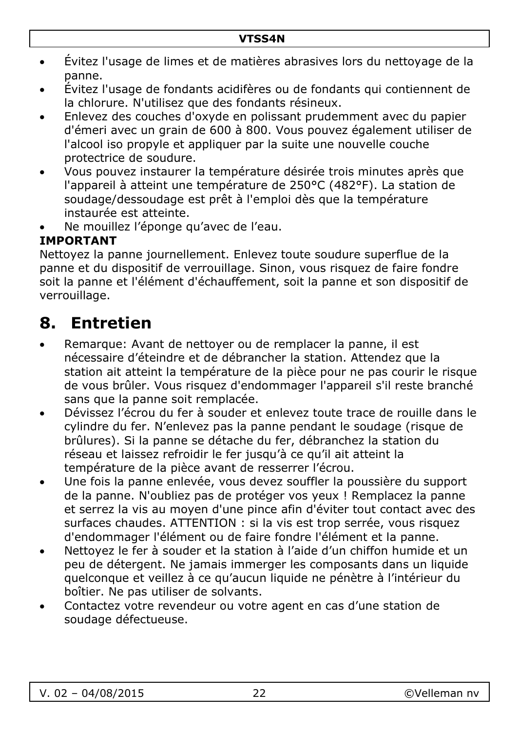- Évitez l'usage de limes et de matières abrasives lors du nettoyage de la panne.
- Évitez l'usage de fondants acidifères ou de fondants qui contiennent de la chlorure. N'utilisez que des fondants résineux.
- Enlevez des couches d'oxyde en polissant prudemment avec du papier d'émeri avec un grain de 600 à 800. Vous pouvez également utiliser de l'alcool iso propyle et appliquer par la suite une nouvelle couche protectrice de soudure.
- Vous pouvez instaurer la température désirée trois minutes après que l'appareil à atteint une température de 250°C (482°F). La station de soudage/dessoudage est prêt à l'emploi dès que la température instaurée est atteinte.
- Ne mouillez l'éponge qu'avec de l'eau.

**IMPORTANT**

Nettoyez la panne journellement. Enlevez toute soudure superflue de la panne et du dispositif de verrouillage. Sinon, vous risquez de faire fondre soit la panne et l'élément d'échauffement, soit la panne et son dispositif de verrouillage.

# 8. Entretien

- Remarque: Avant de nettoyer ou de remplacer la panne, il est nécessaire d'éteindre et de débrancher la station. Attendez que la station ait atteint la température de la pièce pour ne pas courir le risque de vous brûler. Vous risquez d'endommager l'appareil s'il reste branché sans que la panne soit remplacée.
- Dévissez l'écrou du fer à souder et enlevez toute trace de rouille dans le cylindre du fer. N'enlevez pas la panne pendant le soudage (risque de brûlures). Si la panne se détache du fer, débranchez la station du réseau et laissez refroidir le fer jusqu'à ce qu'il ait atteint la température de la pièce avant de resserrer l'écrou.
- Une fois la panne enlevée, vous devez souffler la poussière du support de la panne. N'oubliez pas de protéger vos yeux ! Remplacez la panne et serrez la vis au moyen d'une pince afin d'éviter tout contact avec des surfaces chaudes. ATTENTION : si la vis est trop serrée, vous risquez d'endommager l'élément ou de faire fondre l'élément et la panne.
- Nettoyez le fer à souder et la station à l'aide d'un chiffon humide et un peu de détergent. Ne jamais immerger les composants dans un liquide quelconque et veillez à ce qu'aucun liquide ne pénètre à l'intérieur du boîtier. Ne pas utiliser de solvants.
- Contactez votre revendeur ou votre agent en cas d'une station de soudage défectueuse.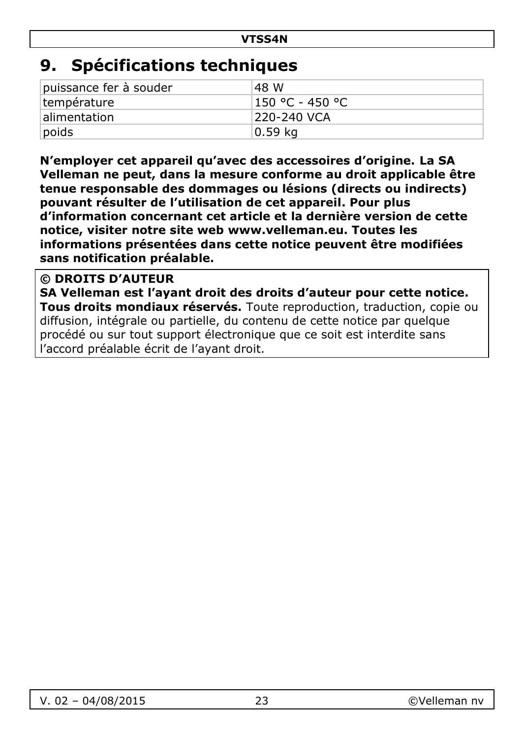# 9. Spécifications techniques

| puissance fer à souder | 48 W |
| --- | --- |
| température | 150 °C - 450 °C |
| alimentation | 220-240 VCA |
| poids | 0.59 kg |

**N'employer cet appareil qu'avec des accessoires d'origine. La SA Velleman ne peut, dans la mesure conforme au droit applicable être tenue responsable des dommages ou lésions (directs ou indirects) pouvant résulter de l'utilisation de cet appareil. Pour plus d'information concernant cet article et la dernière version de cette notice, visiter notre site web www.velleman.eu. Toutes les informations présentées dans cette notice peuvent être modifiées sans notification préalable.**

**© DROITS D'AUTEUR**
**SA Velleman est l'ayant droit des droits d'auteur pour cette notice. Tous droits mondiaux réservés.** Toute reproduction, traduction, copie ou diffusion, intégrale ou partielle, du contenu de cette notice par quelque procédé ou sur tout support électronique que ce soit est interdite sans l'accord préalable écrit de l'ayant droit.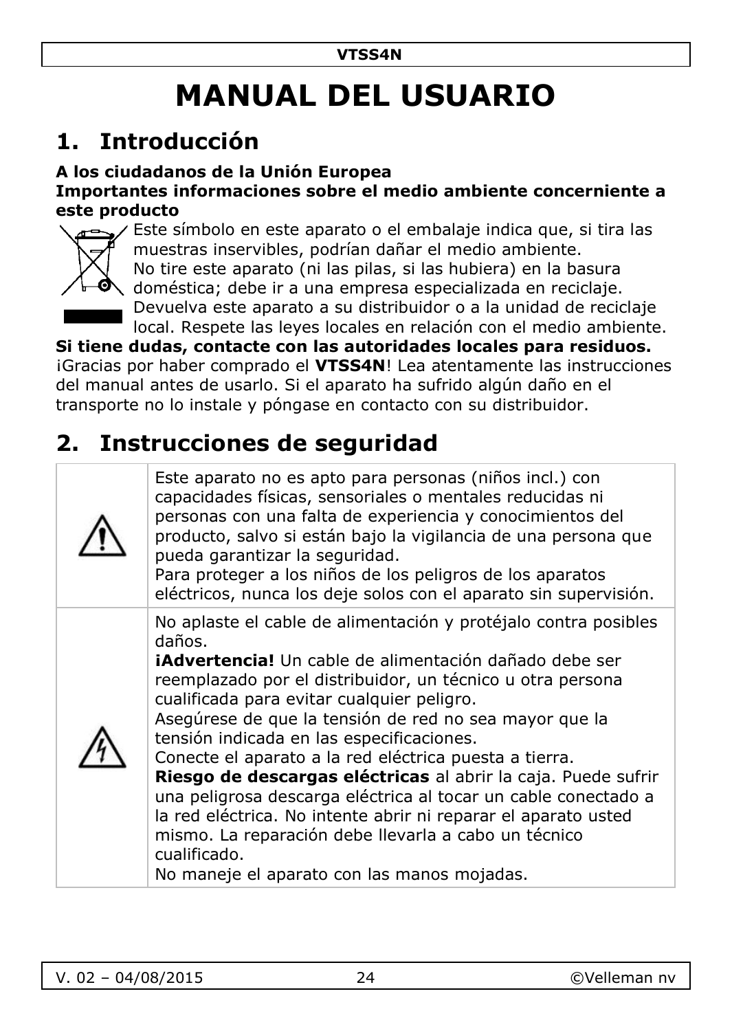# MANUAL DEL USUARIO

## 1. Introducción

**A los ciudadanos de la Unión Europea**
**Importantes informaciones sobre el medio ambiente concerniente a este producto**

Este símbolo en este aparato o el embalaje indica que, si tira las muestras inservibles, podrían dañar el medio ambiente.
No tire este aparato (ni las pilas, si las hubiera) en la basura doméstica; debe ir a una empresa especializada en reciclaje.
Devuelva este aparato a su distribuidor o a la unidad de reciclaje local. Respete las leyes locales en relación con el medio ambiente.

**Si tiene dudas, contacte con las autoridades locales para residuos.**

¡Gracias por haber comprado el **VTSS4N**! Lea atentamente las instrucciones del manual antes de usarlo. Si el aparato ha sufrido algún daño en el transporte no lo instale y póngase en contacto con su distribuidor.

## 2. Instrucciones de seguridad

| | |
|---|---|
| ⚠ | Este aparato no es apto para personas (niños incl.) con capacidades físicas, sensoriales o mentales reducidas ni personas con una falta de experiencia y conocimientos del producto, salvo si están bajo la vigilancia de una persona que pueda garantizar la seguridad.<br>Para proteger a los niños de los peligros de los aparatos eléctricos, nunca los deje solos con el aparato sin supervisión. |
| ⚡ | No aplaste el cable de alimentación y protéjalo contra posibles daños.<br>**¡Advertencia!** Un cable de alimentación dañado debe ser reemplazado por el distribuidor, un técnico u otra persona cualificada para evitar cualquier peligro.<br>Asegúrese de que la tensión de red no sea mayor que la tensión indicada en las especificaciones.<br>Conecte el aparato a la red eléctrica puesta a tierra.<br>**Riesgo de descargas eléctricas** al abrir la caja. Puede sufrir una peligrosa descarga eléctrica al tocar un cable conectado a la red eléctrica. No intente abrir ni reparar el aparato usted mismo. La reparación debe llevarla a cabo un técnico cualificado.<br>No maneje el aparato con las manos mojadas. |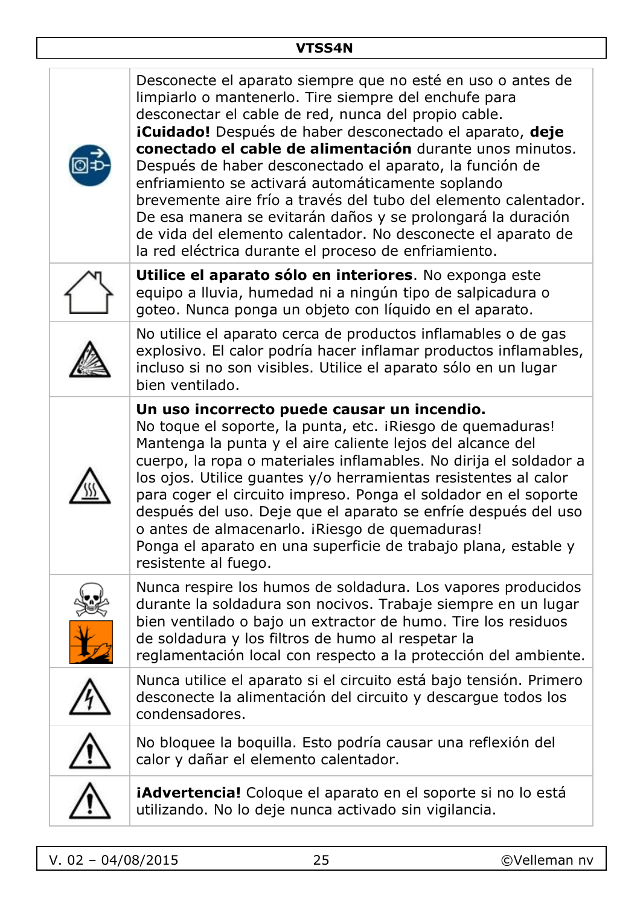| | |
|---|---|
| | Desconecte el aparato siempre que no esté en uso o antes de limpiarlo o mantenerlo. Tire siempre del enchufe para desconectar el cable de red, nunca del propio cable. **¡Cuidado!** Después de haber desconectado el aparato, **deje conectado el cable de alimentación** durante unos minutos. Después de haber desconectado el aparato, la función de enfriamiento se activará automáticamente soplando brevemente aire frío a través del tubo del elemento calentador. De esa manera se evitarán daños y se prolongará la duración de vida del elemento calentador. No desconecte el aparato de la red eléctrica durante el proceso de enfriamiento. |
| | **Utilice el aparato sólo en interiores**. No exponga este equipo a lluvia, humedad ni a ningún tipo de salpicadura o goteo. Nunca ponga un objeto con líquido en el aparato. |
| | No utilice el aparato cerca de productos inflamables o de gas explosivo. El calor podría hacer inflamar productos inflamables, incluso si no son visibles. Utilice el aparato sólo en un lugar bien ventilado. |
| | **Un uso incorrecto puede causar un incendio.** No toque el soporte, la punta, etc. ¡Riesgo de quemaduras! Mantenga la punta y el aire caliente lejos del alcance del cuerpo, la ropa o materiales inflamables. No dirija el soldador a los ojos. Utilice guantes y/o herramientas resistentes al calor para coger el circuito impreso. Ponga el soldador en el soporte después del uso. Deje que el aparato se enfríe después del uso o antes de almacenarlo. ¡Riesgo de quemaduras! Ponga el aparato en una superficie de trabajo plana, estable y resistente al fuego. |
| | Nunca respire los humos de soldadura. Los vapores producidos durante la soldadura son nocivos. Trabaje siempre en un lugar bien ventilado o bajo un extractor de humo. Tire los residuos de soldadura y los filtros de humo al respetar la reglamentación local con respecto a la protección del ambiente. |
| | Nunca utilice el aparato si el circuito está bajo tensión. Primero desconecte la alimentación del circuito y descargue todos los condensadores. |
| | No bloquee la boquilla. Esto podría causar una reflexión del calor y dañar el elemento calentador. |
| | **¡Advertencia!** Coloque el aparato en el soporte si no lo está utilizando. No lo deje nunca activado sin vigilancia. |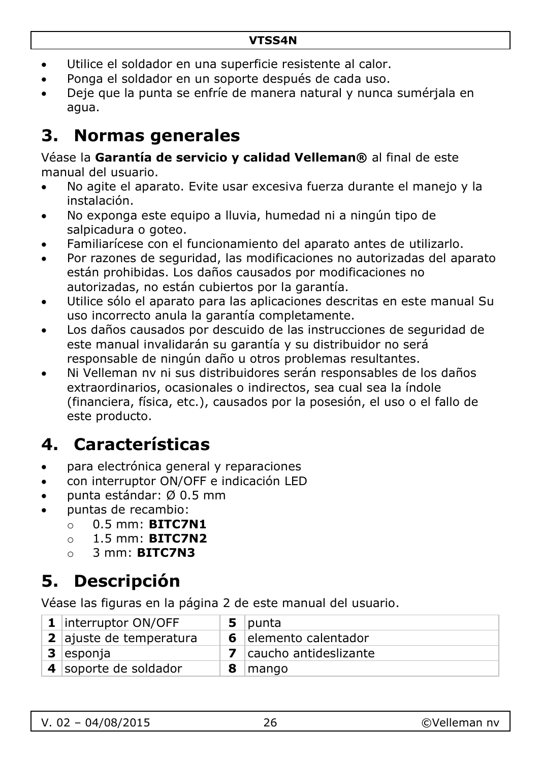- Utilice el soldador en una superficie resistente al calor.
- Ponga el soldador en un soporte después de cada uso.
- Deje que la punta se enfríe de manera natural y nunca sumérjala en agua.

# 3. Normas generales

Véase la **Garantía de servicio y calidad Velleman®** al final de este manual del usuario.

- No agite el aparato. Evite usar excesiva fuerza durante el manejo y la instalación.
- No exponga este equipo a lluvia, humedad ni a ningún tipo de salpicadura o goteo.
- Familiarícese con el funcionamiento del aparato antes de utilizarlo.
- Por razones de seguridad, las modificaciones no autorizadas del aparato están prohibidas. Los daños causados por modificaciones no autorizadas, no están cubiertos por la garantía.
- Utilice sólo el aparato para las aplicaciones descritas en este manual Su uso incorrecto anula la garantía completamente.
- Los daños causados por descuido de las instrucciones de seguridad de este manual invalidarán su garantía y su distribuidor no será responsable de ningún daño u otros problemas resultantes.
- Ni Velleman nv ni sus distribuidores serán responsables de los daños extraordinarios, ocasionales o indirectos, sea cual sea la índole (financiera, física, etc.), causados por la posesión, el uso o el fallo de este producto.

# 4. Características

- para electrónica general y reparaciones
- con interruptor ON/OFF e indicación LED
- punta estándar: Ø 0.5 mm
- puntas de recambio:
  - 0.5 mm: **BITC7N1**
  - 1.5 mm: **BITC7N2**
  - 3 mm: **BITC7N3**

# 5. Descripción

Véase las figuras en la página 2 de este manual del usuario.

| | | | |
|---|---|---|---|
| **1** | interruptor ON/OFF | **5** | punta |
| **2** | ajuste de temperatura | **6** | elemento calentador |
| **3** | esponja | **7** | caucho antideslizante |
| **4** | soporte de soldador | **8** | mango |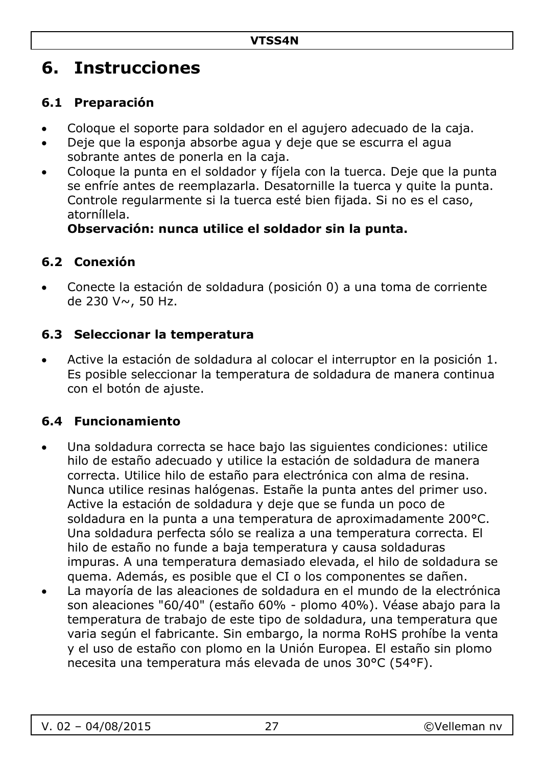# 6. Instrucciones

## 6.1 Preparación

- Coloque el soporte para soldador en el agujero adecuado de la caja.
- Deje que la esponja absorbe agua y deje que se escurra el agua sobrante antes de ponerla en la caja.
- Coloque la punta en el soldador y fíjela con la tuerca. Deje que la punta se enfríe antes de reemplazarla. Desatornille la tuerca y quite la punta. Controle regularmente si la tuerca esté bien fijada. Si no es el caso, atorníllela.
  **Observación: nunca utilice el soldador sin la punta.**

## 6.2 Conexión

- Conecte la estación de soldadura (posición 0) a una toma de corriente de 230 V~, 50 Hz.

## 6.3 Seleccionar la temperatura

- Active la estación de soldadura al colocar el interruptor en la posición 1. Es posible seleccionar la temperatura de soldadura de manera continua con el botón de ajuste.

## 6.4 Funcionamiento

- Una soldadura correcta se hace bajo las siguientes condiciones: utilice hilo de estaño adecuado y utilice la estación de soldadura de manera correcta. Utilice hilo de estaño para electrónica con alma de resina. Nunca utilice resinas halógenas. Estañe la punta antes del primer uso. Active la estación de soldadura y deje que se funda un poco de soldadura en la punta a una temperatura de aproximadamente 200°C. Una soldadura perfecta sólo se realiza a una temperatura correcta. El hilo de estaño no funde a baja temperatura y causa soldaduras impuras. A una temperatura demasiado elevada, el hilo de soldadura se quema. Además, es posible que el CI o los componentes se dañen.
- La mayoría de las aleaciones de soldadura en el mundo de la electrónica son aleaciones "60/40" (estaño 60% - plomo 40%). Véase abajo para la temperatura de trabajo de este tipo de soldadura, una temperatura que varia según el fabricante. Sin embargo, la norma RoHS prohíbe la venta y el uso de estaño con plomo en la Unión Europea. El estaño sin plomo necesita una temperatura más elevada de unos 30°C (54°F).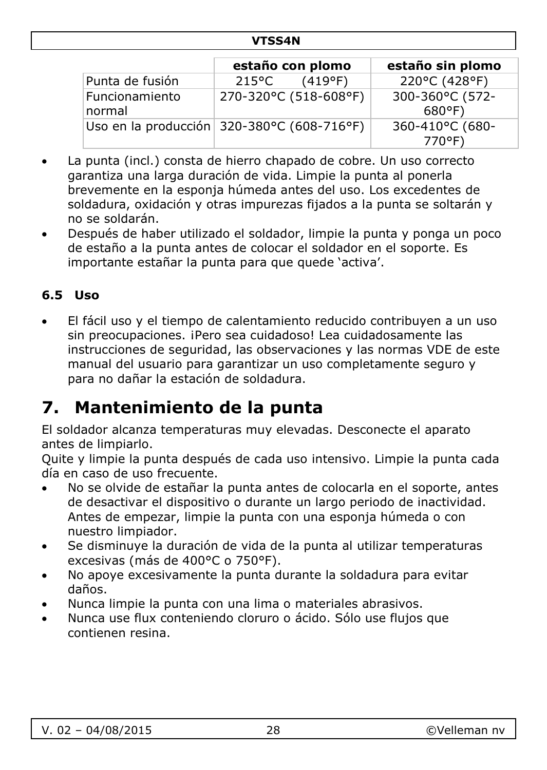| | estaño con plomo | estaño sin plomo |
|---|---|---|
| Punta de fusión | 215°C (419°F) | 220°C (428°F) |
| Funcionamiento normal | 270-320°C (518-608°F) | 300-360°C (572-680°F) |
| Uso en la producción | 320-380°C (608-716°F) | 360-410°C (680-770°F) |

- La punta (incl.) consta de hierro chapado de cobre. Un uso correcto garantiza una larga duración de vida. Limpie la punta al ponerla brevemente en la esponja húmeda antes del uso. Los excedentes de soldadura, oxidación y otras impurezas fijados a la punta se soltarán y no se soldarán.
- Después de haber utilizado el soldador, limpie la punta y ponga un poco de estaño a la punta antes de colocar el soldador en el soporte. Es importante estañar la punta para que quede 'activa'.

### 6.5 Uso

- El fácil uso y el tiempo de calentamiento reducido contribuyen a un uso sin preocupaciones. ¡Pero sea cuidadoso! Lea cuidadosamente las instrucciones de seguridad, las observaciones y las normas VDE de este manual del usuario para garantizar un uso completamente seguro y para no dañar la estación de soldadura.

## 7. Mantenimiento de la punta

El soldador alcanza temperaturas muy elevadas. Desconecte el aparato antes de limpiarlo.
Quite y limpie la punta después de cada uso intensivo. Limpie la punta cada día en caso de uso frecuente.

- No se olvide de estañar la punta antes de colocarla en el soporte, antes de desactivar el dispositivo o durante un largo periodo de inactividad. Antes de empezar, limpie la punta con una esponja húmeda o con nuestro limpiador.
- Se disminuye la duración de vida de la punta al utilizar temperaturas excesivas (más de 400°C o 750°F).
- No apoye excesivamente la punta durante la soldadura para evitar daños.
- Nunca limpie la punta con una lima o materiales abrasivos.
- Nunca use flux conteniendo cloruro o ácido. Sólo use flujos que contienen resina.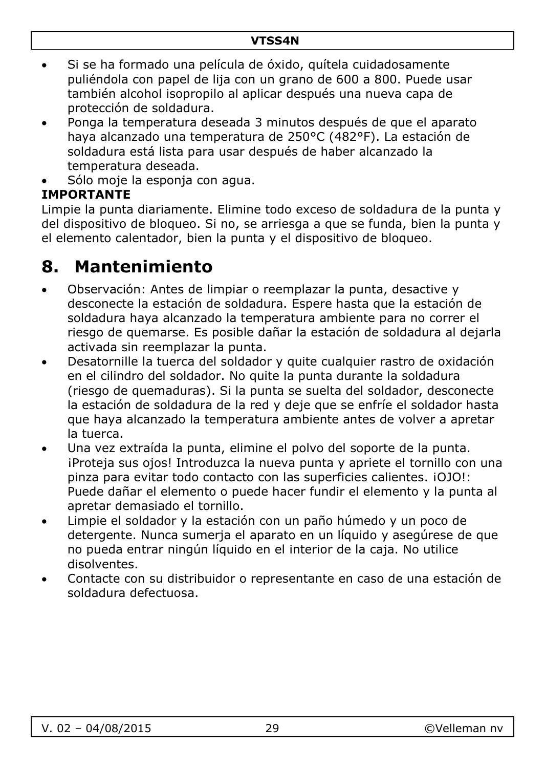- Si se ha formado una película de óxido, quítela cuidadosamente puliéndola con papel de lija con un grano de 600 a 800. Puede usar también alcohol isopropilo al aplicar después una nueva capa de protección de soldadura.
- Ponga la temperatura deseada 3 minutos después de que el aparato haya alcanzado una temperatura de 250°C (482°F). La estación de soldadura está lista para usar después de haber alcanzado la temperatura deseada.
- Sólo moje la esponja con agua.

**IMPORTANTE**

Limpie la punta diariamente. Elimine todo exceso de soldadura de la punta y del dispositivo de bloqueo. Si no, se arriesga a que se funda, bien la punta y el elemento calentador, bien la punta y el dispositivo de bloqueo.

# 8. Mantenimiento

- Observación: Antes de limpiar o reemplazar la punta, desactive y desconecte la estación de soldadura. Espere hasta que la estación de soldadura haya alcanzado la temperatura ambiente para no correr el riesgo de quemarse. Es posible dañar la estación de soldadura al dejarla activada sin reemplazar la punta.
- Desatornille la tuerca del soldador y quite cualquier rastro de oxidación en el cilindro del soldador. No quite la punta durante la soldadura (riesgo de quemaduras). Si la punta se suelta del soldador, desconecte la estación de soldadura de la red y deje que se enfríe el soldador hasta que haya alcanzado la temperatura ambiente antes de volver a apretar la tuerca.
- Una vez extraída la punta, elimine el polvo del soporte de la punta. ¡Proteja sus ojos! Introduzca la nueva punta y apriete el tornillo con una pinza para evitar todo contacto con las superficies calientes. ¡OJO!: Puede dañar el elemento o puede hacer fundir el elemento y la punta al apretar demasiado el tornillo.
- Limpie el soldador y la estación con un paño húmedo y un poco de detergente. Nunca sumerja el aparato en un líquido y asegúrese de que no pueda entrar ningún líquido en el interior de la caja. No utilice disolventes.
- Contacte con su distribuidor o representante en caso de una estación de soldadura defectuosa.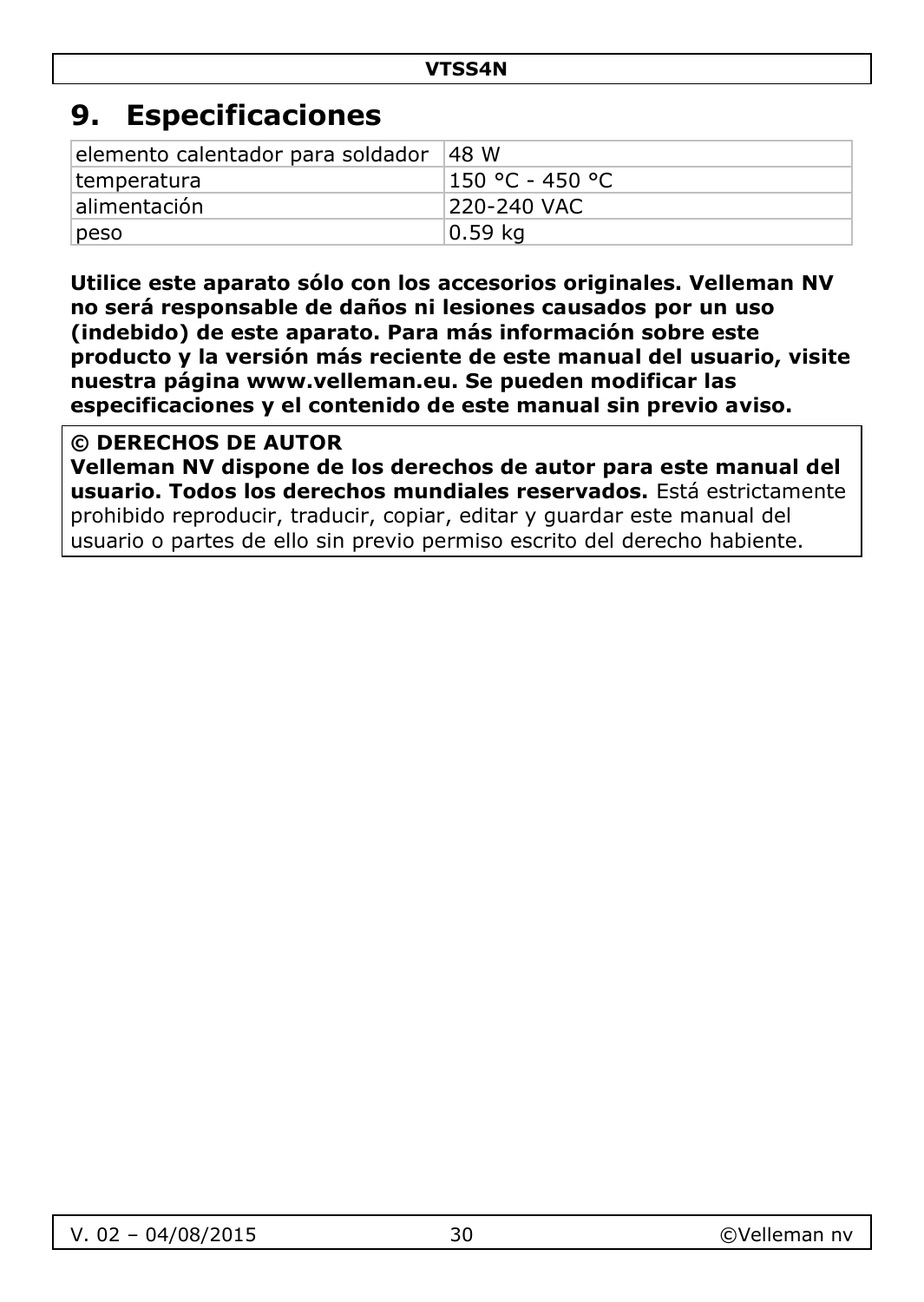# 9. Especificaciones

| elemento calentador para soldador | 48 W |
|---|---|
| temperatura | 150 °C - 450 °C |
| alimentación | 220-240 VAC |
| peso | 0.59 kg |

**Utilice este aparato sólo con los accesorios originales. Velleman NV no será responsable de daños ni lesiones causados por un uso (indebido) de este aparato. Para más información sobre este producto y la versión más reciente de este manual del usuario, visite nuestra página www.velleman.eu. Se pueden modificar las especificaciones y el contenido de este manual sin previo aviso.**

**© DERECHOS DE AUTOR**
**Velleman NV dispone de los derechos de autor para este manual del usuario. Todos los derechos mundiales reservados.** Está estrictamente prohibido reproducir, traducir, copiar, editar y guardar este manual del usuario o partes de ello sin previo permiso escrito del derecho habiente.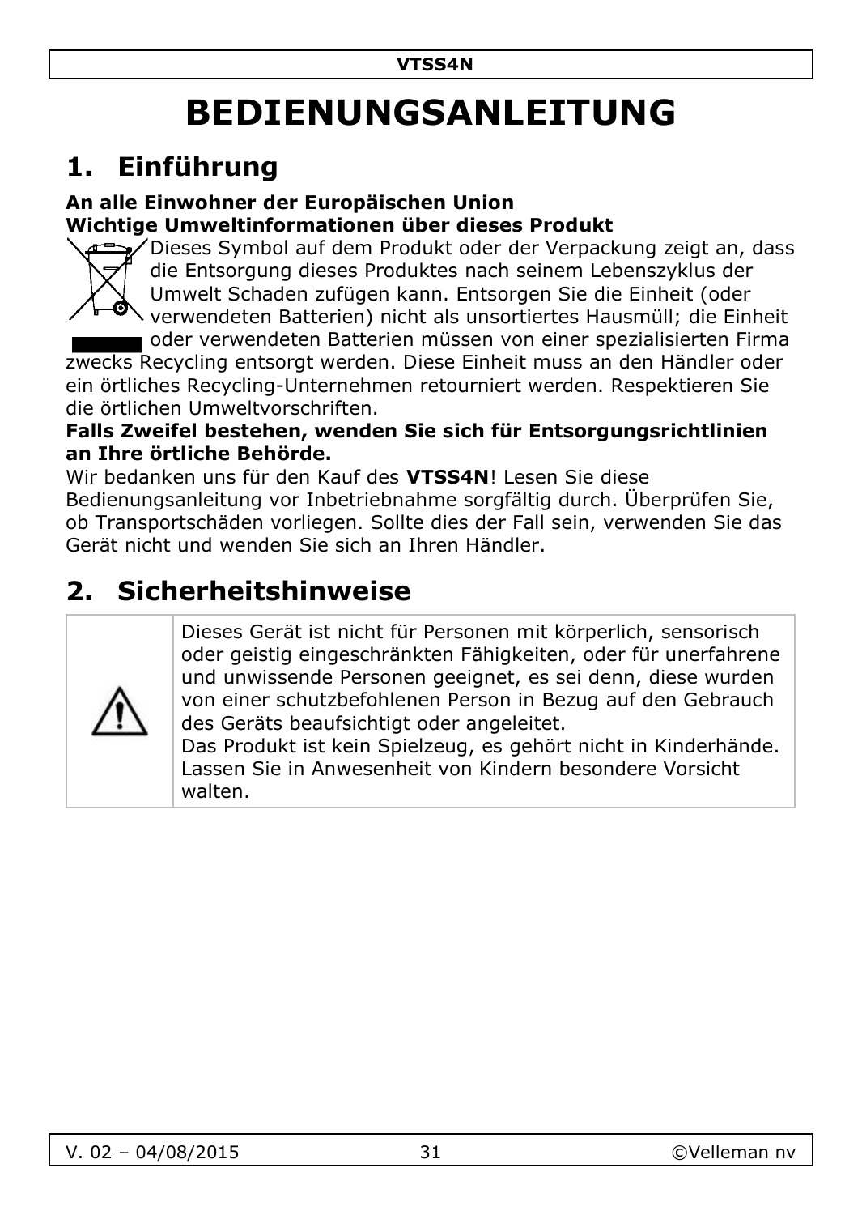# BEDIENUNGSANLEITUNG

## 1. Einführung

**An alle Einwohner der Europäischen Union**
**Wichtige Umweltinformationen über dieses Produkt**

Dieses Symbol auf dem Produkt oder der Verpackung zeigt an, dass die Entsorgung dieses Produktes nach seinem Lebenszyklus der Umwelt Schaden zufügen kann. Entsorgen Sie die Einheit (oder verwendeten Batterien) nicht als unsortiertes Hausmüll; die Einheit oder verwendeten Batterien müssen von einer spezialisierten Firma zwecks Recycling entsorgt werden. Diese Einheit muss an den Händler oder ein örtliches Recycling-Unternehmen retourniert werden. Respektieren Sie die örtlichen Umweltvorschriften.

**Falls Zweifel bestehen, wenden Sie sich für Entsorgungsrichtlinien an Ihre örtliche Behörde.**

Wir bedanken uns für den Kauf des **VTSS4N**! Lesen Sie diese Bedienungsanleitung vor Inbetriebnahme sorgfältig durch. Überprüfen Sie, ob Transportschäden vorliegen. Sollte dies der Fall sein, verwenden Sie das Gerät nicht und wenden Sie sich an Ihren Händler.

## 2. Sicherheitshinweise

| | |
|---|---|
| ⚠ | Dieses Gerät ist nicht für Personen mit körperlich, sensorisch oder geistig eingeschränkten Fähigkeiten, oder für unerfahrene und unwissende Personen geeignet, es sei denn, diese wurden von einer schutzbefohlenen Person in Bezug auf den Gebrauch des Geräts beaufsichtigt oder angeleitet. Das Produkt ist kein Spielzeug, es gehört nicht in Kinderhände. Lassen Sie in Anwesenheit von Kindern besondere Vorsicht walten. |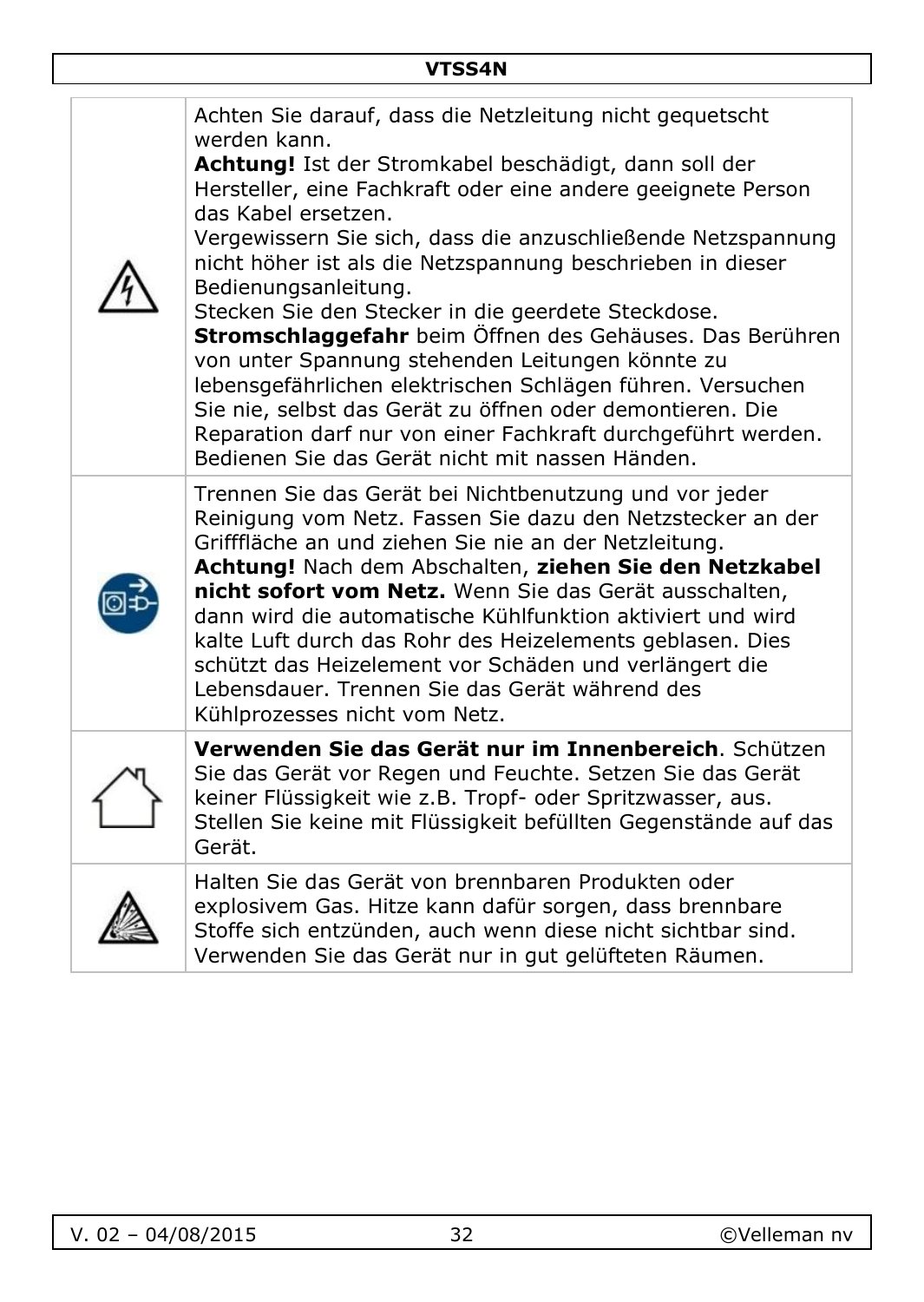| | |
|---|---|
| | Achten Sie darauf, dass die Netzleitung nicht gequetscht werden kann.<br>**Achtung!** Ist der Stromkabel beschädigt, dann soll der Hersteller, eine Fachkraft oder eine andere geeignete Person das Kabel ersetzen.<br>Vergewissern Sie sich, dass die anzuschließende Netzspannung nicht höher ist als die Netzspannung beschrieben in dieser Bedienungsanleitung.<br>Stecken Sie den Stecker in die geerdete Steckdose.<br>**Stromschlaggefahr** beim Öffnen des Gehäuses. Das Berühren von unter Spannung stehenden Leitungen könnte zu lebensgefährlichen elektrischen Schlägen führen. Versuchen Sie nie, selbst das Gerät zu öffnen oder demontieren. Die Reparation darf nur von einer Fachkraft durchgeführt werden.<br>Bedienen Sie das Gerät nicht mit nassen Händen. |
| | Trennen Sie das Gerät bei Nichtbenutzung und vor jeder Reinigung vom Netz. Fassen Sie dazu den Netzstecker an der Grifffläche an und ziehen Sie nie an der Netzleitung.<br>**Achtung!** Nach dem Abschalten, **ziehen Sie den Netzkabel nicht sofort vom Netz.** Wenn Sie das Gerät ausschalten, dann wird die automatische Kühlfunktion aktiviert und wird kalte Luft durch das Rohr des Heizelements geblasen. Dies schützt das Heizelement vor Schäden und verlängert die Lebensdauer. Trennen Sie das Gerät während des Kühlprozesses nicht vom Netz. |
| | **Verwenden Sie das Gerät nur im Innenbereich**. Schützen Sie das Gerät vor Regen und Feuchte. Setzen Sie das Gerät keiner Flüssigkeit wie z.B. Tropf- oder Spritzwasser, aus. Stellen Sie keine mit Flüssigkeit befüllten Gegenstände auf das Gerät. |
| | Halten Sie das Gerät von brennbaren Produkten oder explosivem Gas. Hitze kann dafür sorgen, dass brennbare Stoffe sich entzünden, auch wenn diese nicht sichtbar sind. Verwenden Sie das Gerät nur in gut gelüfteten Räumen. |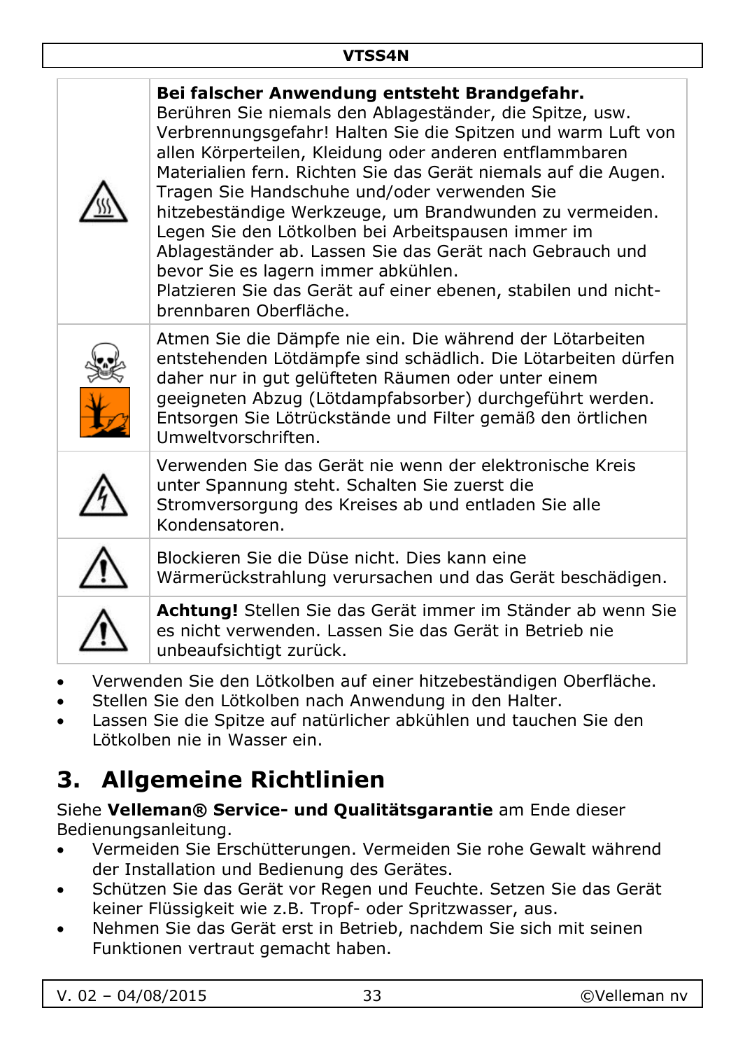| | |
|---|---|
| | **Bei falscher Anwendung entsteht Brandgefahr.** Berühren Sie niemals den Ablageständer, die Spitze, usw. Verbrennungsgefahr! Halten Sie die Spitzen und warm Luft von allen Körperteilen, Kleidung oder anderen entflammbaren Materialien fern. Richten Sie das Gerät niemals auf die Augen. Tragen Sie Handschuhe und/oder verwenden Sie hitzebeständige Werkzeuge, um Brandwunden zu vermeiden. Legen Sie den Lötkolben bei Arbeitspausen immer im Ablageständer ab. Lassen Sie das Gerät nach Gebrauch und bevor Sie es lagern immer abkühlen. Platzieren Sie das Gerät auf einer ebenen, stabilen und nicht-brennbaren Oberfläche. |
| | Atmen Sie die Dämpfe nie ein. Die während der Lötarbeiten entstehenden Lötdämpfe sind schädlich. Die Lötarbeiten dürfen daher nur in gut gelüfteten Räumen oder unter einem geeigneten Abzug (Lötdampfabsorber) durchgeführt werden. Entsorgen Sie Lötrückstände und Filter gemäß den örtlichen Umweltvorschriften. |
| | Verwenden Sie das Gerät nie wenn der elektronische Kreis unter Spannung steht. Schalten Sie zuerst die Stromversorgung des Kreises ab und entladen Sie alle Kondensatoren. |
| | Blockieren Sie die Düse nicht. Dies kann eine Wärmerückstrahlung verursachen und das Gerät beschädigen. |
| | **Achtung!** Stellen Sie das Gerät immer im Ständer ab wenn Sie es nicht verwenden. Lassen Sie das Gerät in Betrieb nie unbeaufsichtigt zurück. |

- Verwenden Sie den Lötkolben auf einer hitzebeständigen Oberfläche.
- Stellen Sie den Lötkolben nach Anwendung in den Halter.
- Lassen Sie die Spitze auf natürlicher abkühlen und tauchen Sie den Lötkolben nie in Wasser ein.

# 3. Allgemeine Richtlinien

Siehe **Velleman® Service- und Qualitätsgarantie** am Ende dieser Bedienungsanleitung.

- Vermeiden Sie Erschütterungen. Vermeiden Sie rohe Gewalt während der Installation und Bedienung des Gerätes.
- Schützen Sie das Gerät vor Regen und Feuchte. Setzen Sie das Gerät keiner Flüssigkeit wie z.B. Tropf- oder Spritzwasser, aus.
- Nehmen Sie das Gerät erst in Betrieb, nachdem Sie sich mit seinen Funktionen vertraut gemacht haben.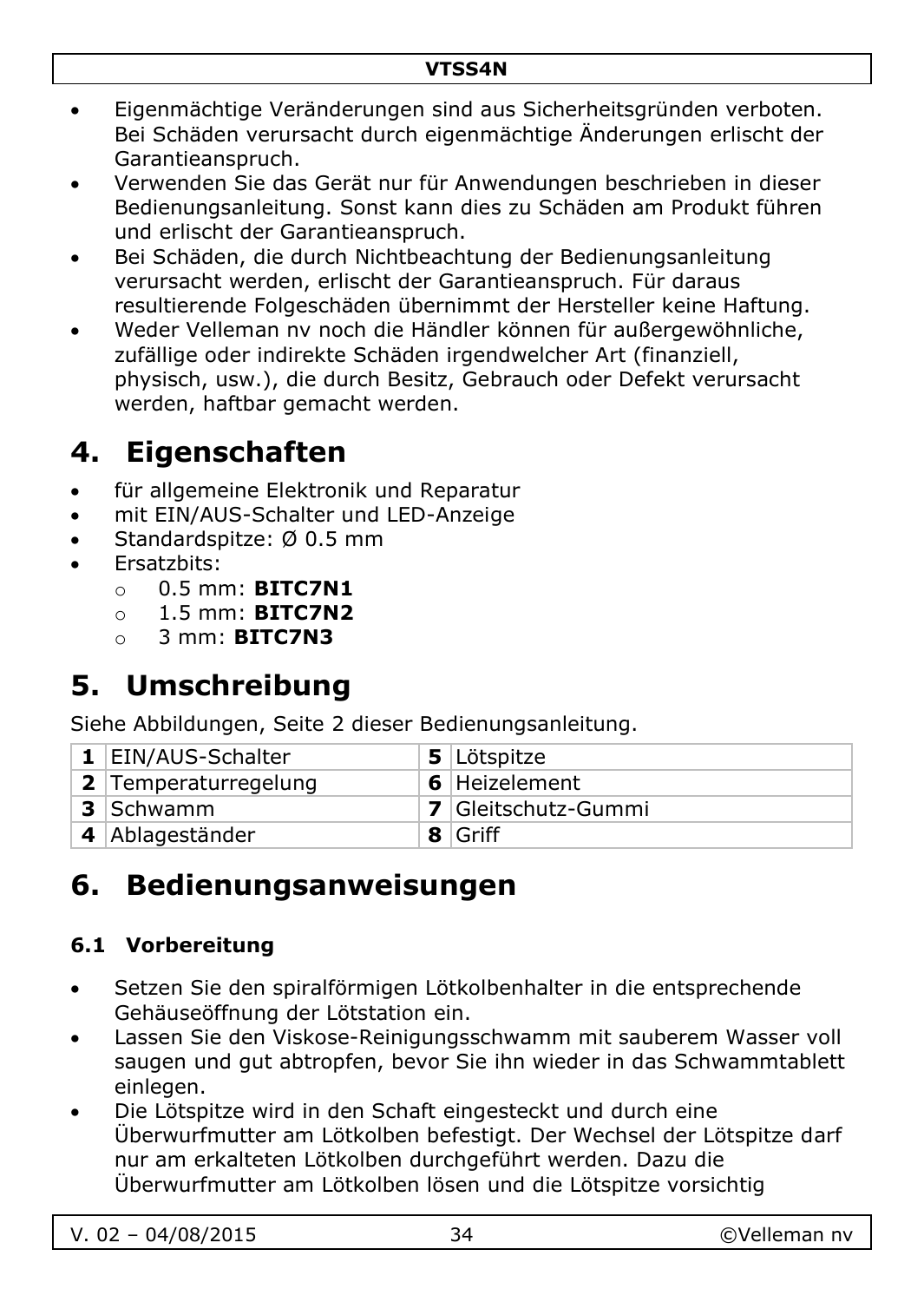- Eigenmächtige Veränderungen sind aus Sicherheitsgründen verboten. Bei Schäden verursacht durch eigenmächtige Änderungen erlischt der Garantieanspruch.
- Verwenden Sie das Gerät nur für Anwendungen beschrieben in dieser Bedienungsanleitung. Sonst kann dies zu Schäden am Produkt führen und erlischt der Garantieanspruch.
- Bei Schäden, die durch Nichtbeachtung der Bedienungsanleitung verursacht werden, erlischt der Garantieanspruch. Für daraus resultierende Folgeschäden übernimmt der Hersteller keine Haftung.
- Weder Velleman nv noch die Händler können für außergewöhnliche, zufällige oder indirekte Schäden irgendwelcher Art (finanziell, physisch, usw.), die durch Besitz, Gebrauch oder Defekt verursacht werden, haftbar gemacht werden.

# 4. Eigenschaften

- für allgemeine Elektronik und Reparatur
- mit EIN/AUS-Schalter und LED-Anzeige
- Standardspitze: Ø 0.5 mm
- Ersatzbits:
  - 0.5 mm: **BITC7N1**
  - 1.5 mm: **BITC7N2**
  - 3 mm: **BITC7N3**

# 5. Umschreibung

Siehe Abbildungen, Seite 2 dieser Bedienungsanleitung.

| | | | |
|---|---|---|---|
| **1** | EIN/AUS-Schalter | **5** | Lötspitze |
| **2** | Temperaturregelung | **6** | Heizelement |
| **3** | Schwamm | **7** | Gleitschutz-Gummi |
| **4** | Ablageständer | **8** | Griff |

# 6. Bedienungsanweisungen

### 6.1 Vorbereitung

- Setzen Sie den spiralförmigen Lötkolbenhalter in die entsprechende Gehäuseöffnung der Lötstation ein.
- Lassen Sie den Viskose-Reinigungsschwamm mit sauberem Wasser voll saugen und gut abtropfen, bevor Sie ihn wieder in das Schwammtablett einlegen.
- Die Lötspitze wird in den Schaft eingesteckt und durch eine Überwurfmutter am Lötkolben befestigt. Der Wechsel der Lötspitze darf nur am erkalteten Lötkolben durchgeführt werden. Dazu die Überwurfmutter am Lötkolben lösen und die Lötspitze vorsichtig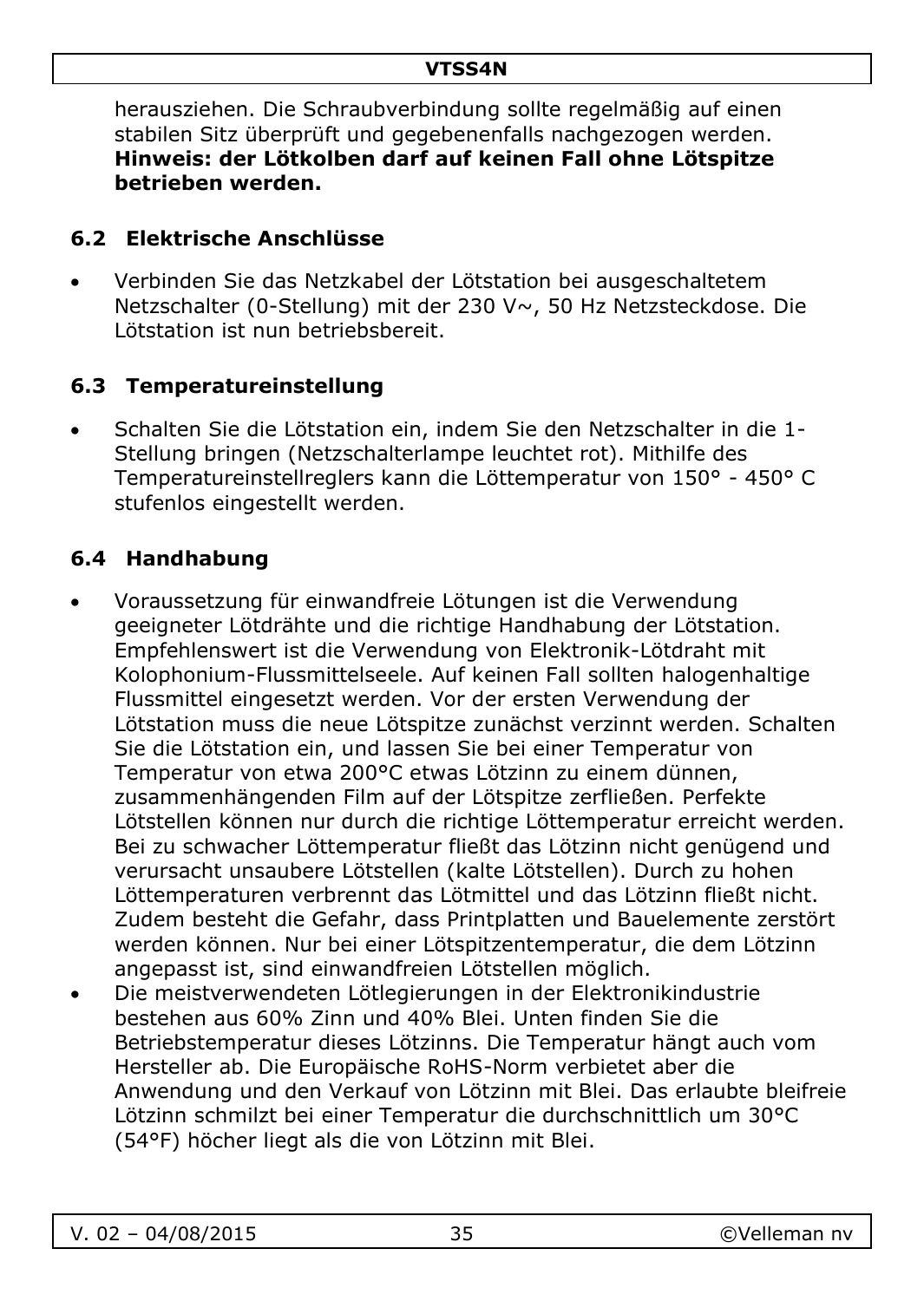herausziehen. Die Schraubverbindung sollte regelmäßig auf einen stabilen Sitz überprüft und gegebenenfalls nachgezogen werden. **Hinweis: der Lötkolben darf auf keinen Fall ohne Lötspitze betrieben werden.**

## 6.2 Elektrische Anschlüsse

- Verbinden Sie das Netzkabel der Lötstation bei ausgeschaltetem Netzschalter (0-Stellung) mit der 230 V~, 50 Hz Netzsteckdose. Die Lötstation ist nun betriebsbereit.

## 6.3 Temperatureinstellung

- Schalten Sie die Lötstation ein, indem Sie den Netzschalter in die 1-Stellung bringen (Netzschalterlampe leuchtet rot). Mithilfe des Temperatureinstellreglers kann die Löttemperatur von 150° - 450° C stufenlos eingestellt werden.

## 6.4 Handhabung

- Voraussetzung für einwandfreie Lötungen ist die Verwendung geeigneter Lötdrähte und die richtige Handhabung der Lötstation. Empfehlenswert ist die Verwendung von Elektronik-Lötdraht mit Kolophonium-Flussmittelseele. Auf keinen Fall sollten halogenhaltige Flussmittel eingesetzt werden. Vor der ersten Verwendung der Lötstation muss die neue Lötspitze zunächst verzinnt werden. Schalten Sie die Lötstation ein, und lassen Sie bei einer Temperatur von Temperatur von etwa 200°C etwas Lötzinn zu einem dünnen, zusammenhängenden Film auf der Lötspitze zerfließen. Perfekte Lötstellen können nur durch die richtige Löttemperatur erreicht werden. Bei zu schwacher Löttemperatur fließt das Lötzinn nicht genügend und verursacht unsaubere Lötstellen (kalte Lötstellen). Durch zu hohen Löttemperaturen verbrennt das Lötmittel und das Lötzinn fließt nicht. Zudem besteht die Gefahr, dass Printplatten und Bauelemente zerstört werden können. Nur bei einer Lötspitzentemperatur, die dem Lötzinn angepasst ist, sind einwandfreien Lötstellen möglich.
- Die meistverwendeten Lötlegierungen in der Elektronikindustrie bestehen aus 60% Zinn und 40% Blei. Unten finden Sie die Betriebstemperatur dieses Lötzinns. Die Temperatur hängt auch vom Hersteller ab. Die Europäische RoHS-Norm verbietet aber die Anwendung und den Verkauf von Lötzinn mit Blei. Das erlaubte bleifreie Lötzinn schmilzt bei einer Temperatur die durchschnittlich um 30°C (54°F) höcher liegt als die von Lötzinn mit Blei.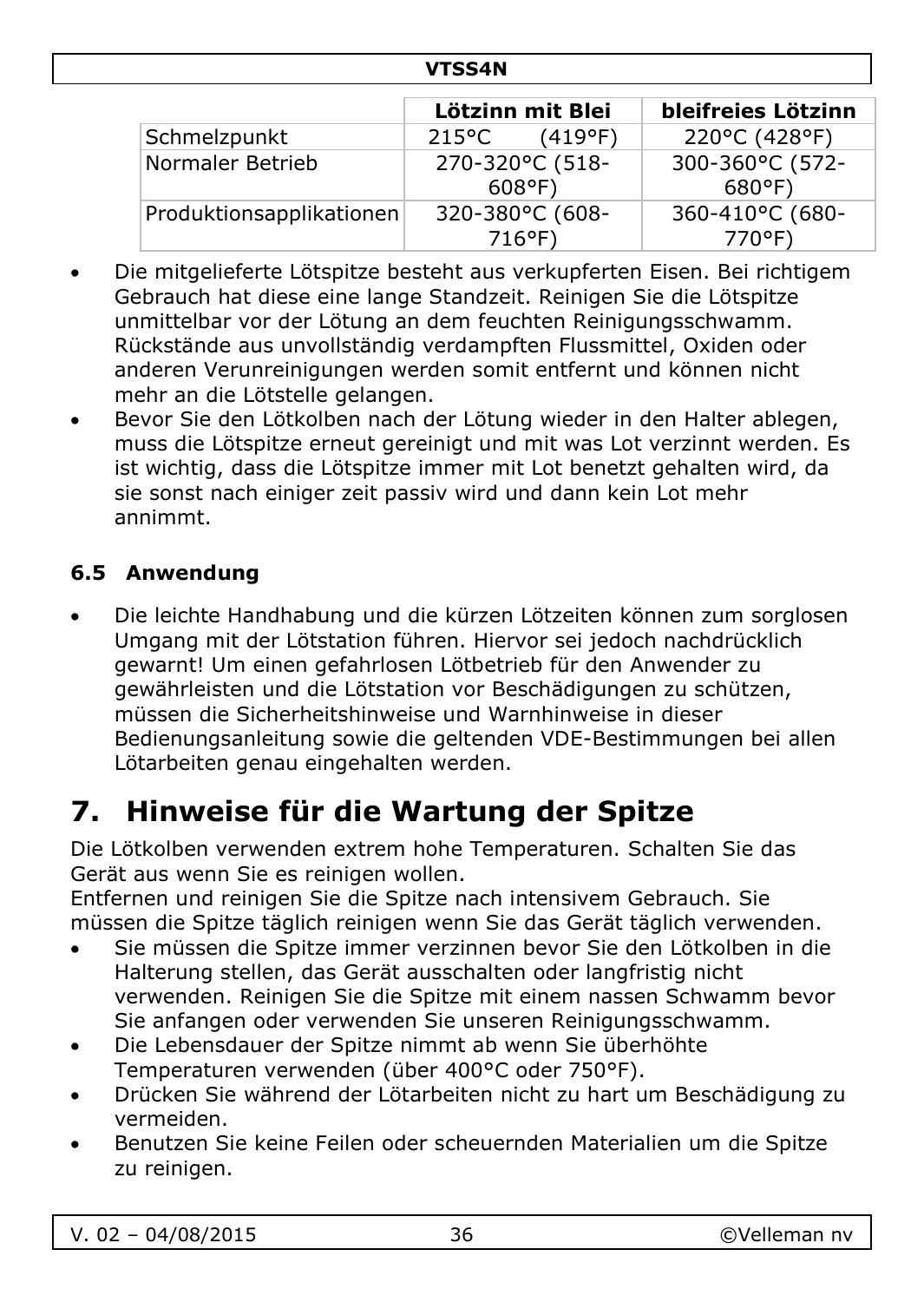| | Lötzinn mit Blei | bleifreies Lötzinn |
|---|---|---|
| Schmelzpunkt | 215°C (419°F) | 220°C (428°F) |
| Normaler Betrieb | 270-320°C (518-608°F) | 300-360°C (572-680°F) |
| Produktionsapplikationen | 320-380°C (608-716°F) | 360-410°C (680-770°F) |

- Die mitgelieferte Lötspitze besteht aus verkupferten Eisen. Bei richtigem Gebrauch hat diese eine lange Standzeit. Reinigen Sie die Lötspitze unmittelbar vor der Lötung an dem feuchten Reinigungsschwamm. Rückstände aus unvollständig verdampften Flussmittel, Oxiden oder anderen Verunreinigungen werden somit entfernt und können nicht mehr an die Lötstelle gelangen.
- Bevor Sie den Lötkolben nach der Lötung wieder in den Halter ablegen, muss die Lötspitze erneut gereinigt und mit was Lot verzinnt werden. Es ist wichtig, dass die Lötspitze immer mit Lot benetzt gehalten wird, da sie sonst nach einiger zeit passiv wird und dann kein Lot mehr annimmt.

### 6.5 Anwendung

- Die leichte Handhabung und die kürzen Lötzeiten können zum sorglosen Umgang mit der Lötstation führen. Hiervor sei jedoch nachdrücklich gewarnt! Um einen gefahrlosen Lötbetrieb für den Anwender zu gewährleisten und die Lötstation vor Beschädigungen zu schützen, müssen die Sicherheitshinweise und Warnhinweise in dieser Bedienungsanleitung sowie die geltenden VDE-Bestimmungen bei allen Lötarbeiten genau eingehalten werden.

# 7. Hinweise für die Wartung der Spitze

Die Lötkolben verwenden extrem hohe Temperaturen. Schalten Sie das Gerät aus wenn Sie es reinigen wollen.
Entfernen und reinigen Sie die Spitze nach intensivem Gebrauch. Sie müssen die Spitze täglich reinigen wenn Sie das Gerät täglich verwenden.

- Sie müssen die Spitze immer verzinnen bevor Sie den Lötkolben in die Halterung stellen, das Gerät ausschalten oder langfristig nicht verwenden. Reinigen Sie die Spitze mit einem nassen Schwamm bevor Sie anfangen oder verwenden Sie unseren Reinigungsschwamm.
- Die Lebensdauer der Spitze nimmt ab wenn Sie überhöhte Temperaturen verwenden (über 400°C oder 750°F).
- Drücken Sie während der Lötarbeiten nicht zu hart um Beschädigung zu vermeiden.
- Benutzen Sie keine Feilen oder scheuernden Materialien um die Spitze zu reinigen.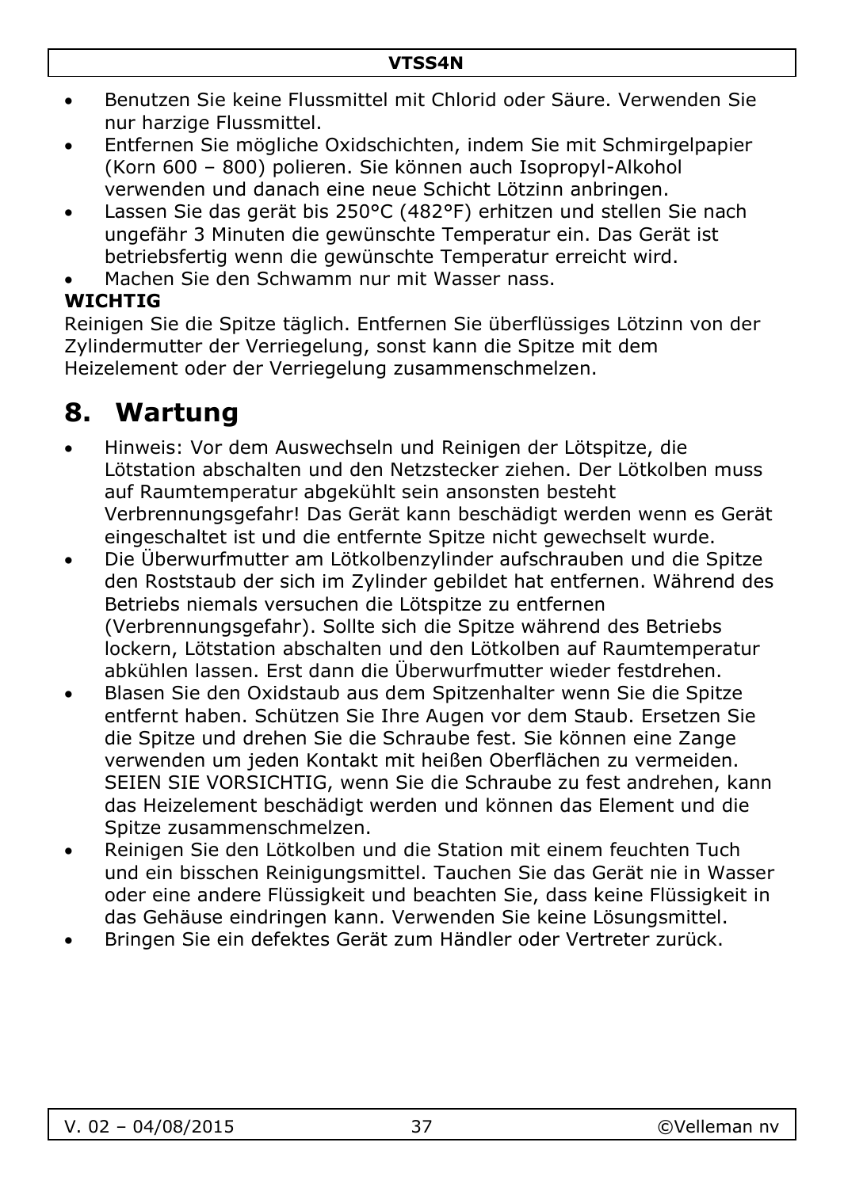- Benutzen Sie keine Flussmittel mit Chlorid oder Säure. Verwenden Sie nur harzige Flussmittel.
- Entfernen Sie mögliche Oxidschichten, indem Sie mit Schmirgelpapier (Korn 600 – 800) polieren. Sie können auch Isopropyl-Alkohol verwenden und danach eine neue Schicht Lötzinn anbringen.
- Lassen Sie das gerät bis 250°C (482°F) erhitzen und stellen Sie nach ungefähr 3 Minuten die gewünschte Temperatur ein. Das Gerät ist betriebsfertig wenn die gewünschte Temperatur erreicht wird.
- Machen Sie den Schwamm nur mit Wasser nass.

**WICHTIG**

Reinigen Sie die Spitze täglich. Entfernen Sie überflüssiges Lötzinn von der Zylindermutter der Verriegelung, sonst kann die Spitze mit dem Heizelement oder der Verriegelung zusammenschmelzen.

# 8. Wartung

- Hinweis: Vor dem Auswechseln und Reinigen der Lötspitze, die Lötstation abschalten und den Netzstecker ziehen. Der Lötkolben muss auf Raumtemperatur abgekühlt sein ansonsten besteht Verbrennungsgefahr! Das Gerät kann beschädigt werden wenn es Gerät eingeschaltet ist und die entfernte Spitze nicht gewechselt wurde.
- Die Überwurfmutter am Lötkolbenzylinder aufschrauben und die Spitze den Roststaub der sich im Zylinder gebildet hat entfernen. Während des Betriebs niemals versuchen die Lötspitze zu entfernen (Verbrennungsgefahr). Sollte sich die Spitze während des Betriebs lockern, Lötstation abschalten und den Lötkolben auf Raumtemperatur abkühlen lassen. Erst dann die Überwurfmutter wieder festdrehen.
- Blasen Sie den Oxidstaub aus dem Spitzenhalter wenn Sie die Spitze entfernt haben. Schützen Sie Ihre Augen vor dem Staub. Ersetzen Sie die Spitze und drehen Sie die Schraube fest. Sie können eine Zange verwenden um jeden Kontakt mit heißen Oberflächen zu vermeiden. SEIEN SIE VORSICHTIG, wenn Sie die Schraube zu fest andrehen, kann das Heizelement beschädigt werden und können das Element und die Spitze zusammenschmelzen.
- Reinigen Sie den Lötkolben und die Station mit einem feuchten Tuch und ein bisschen Reinigungsmittel. Tauchen Sie das Gerät nie in Wasser oder eine andere Flüssigkeit und beachten Sie, dass keine Flüssigkeit in das Gehäuse eindringen kann. Verwenden Sie keine Lösungsmittel.
- Bringen Sie ein defektes Gerät zum Händler oder Vertreter zurück.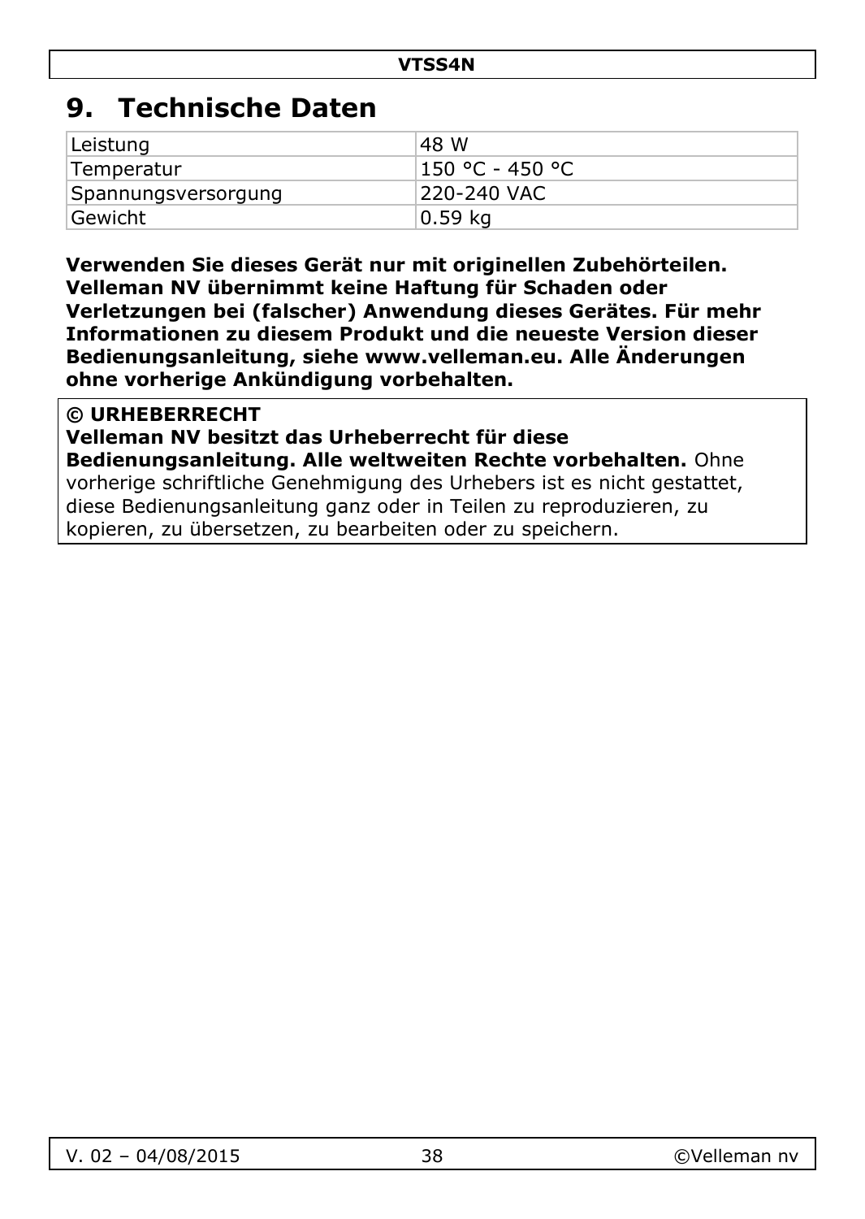# 9. Technische Daten

| Leistung | 48 W |
|---|---|
| Temperatur | 150 °C - 450 °C |
| Spannungsversorgung | 220-240 VAC |
| Gewicht | 0.59 kg |

**Verwenden Sie dieses Gerät nur mit originellen Zubehörteilen. Velleman NV übernimmt keine Haftung für Schaden oder Verletzungen bei (falscher) Anwendung dieses Gerätes. Für mehr Informationen zu diesem Produkt und die neueste Version dieser Bedienungsanleitung, siehe www.velleman.eu. Alle Änderungen ohne vorherige Ankündigung vorbehalten.**

**© URHEBERRECHT**
**Velleman NV besitzt das Urheberrecht für diese Bedienungsanleitung. Alle weltweiten Rechte vorbehalten.** Ohne vorherige schriftliche Genehmigung des Urhebers ist es nicht gestattet, diese Bedienungsanleitung ganz oder in Teilen zu reproduzieren, zu kopieren, zu übersetzen, zu bearbeiten oder zu speichern.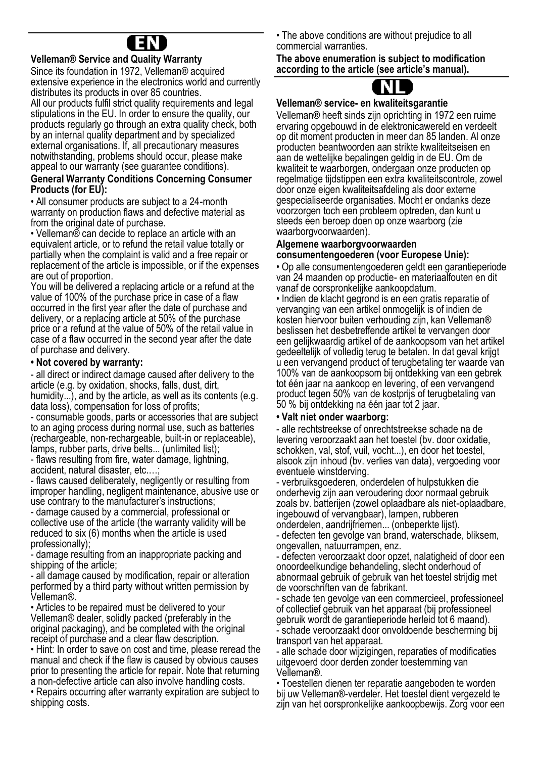# EN

**Velleman® Service and Quality Warranty**

Since its foundation in 1972, Velleman® acquired extensive experience in the electronics world and currently distributes its products in over 85 countries.

All our products fulfil strict quality requirements and legal stipulations in the EU. In order to ensure the quality, our products regularly go through an extra quality check, both by an internal quality department and by specialized external organisations. If, all precautionary measures notwithstanding, problems should occur, please make appeal to our warranty (see guarantee conditions).

**General Warranty Conditions Concerning Consumer Products (for EU):**

• All consumer products are subject to a 24-month warranty on production flaws and defective material as from the original date of purchase.

• Velleman® can decide to replace an article with an equivalent article, or to refund the retail value totally or partially when the complaint is valid and a free repair or replacement of the article is impossible, or if the expenses are out of proportion.

You will be delivered a replacing article or a refund at the value of 100% of the purchase price in case of a flaw occurred in the first year after the date of purchase and delivery, or a replacing article at 50% of the purchase price or a refund at the value of 50% of the retail value in case of a flaw occurred in the second year after the date of purchase and delivery.

**• Not covered by warranty:**

- all direct or indirect damage caused after delivery to the article (e.g. by oxidation, shocks, falls, dust, dirt, humidity...), and by the article, as well as its contents (e.g. data loss), compensation for loss of profits;
- consumable goods, parts or accessories that are subject to an aging process during normal use, such as batteries (rechargeable, non-rechargeable, built-in or replaceable), lamps, rubber parts, drive belts... (unlimited list);
- flaws resulting from fire, water damage, lightning, accident, natural disaster, etc.…;
- flaws caused deliberately, negligently or resulting from improper handling, negligent maintenance, abusive use or use contrary to the manufacturer's instructions;
- damage caused by a commercial, professional or collective use of the article (the warranty validity will be reduced to six (6) months when the article is used professionally);
- damage resulting from an inappropriate packing and shipping of the article;
- all damage caused by modification, repair or alteration performed by a third party without written permission by Velleman®.

• Articles to be repaired must be delivered to your Velleman® dealer, solidly packed (preferably in the original packaging), and be completed with the original receipt of purchase and a clear flaw description.

• Hint: In order to save on cost and time, please reread the manual and check if the flaw is caused by obvious causes prior to presenting the article for repair. Note that returning a non-defective article can also involve handling costs.

• Repairs occurring after warranty expiration are subject to shipping costs.

• The above conditions are without prejudice to all commercial warranties.

**The above enumeration is subject to modification according to the article (see article's manual).**

# NL

**Velleman® service- en kwaliteitsgarantie**

Velleman® heeft sinds zijn oprichting in 1972 een ruime ervaring opgebouwd in de elektronicawereld en verdeelt op dit moment producten in meer dan 85 landen. Al onze producten beantwoorden aan strikte kwaliteitseisen en aan de wettelijke bepalingen geldig in de EU. Om de kwaliteit te waarborgen, ondergaan onze producten op regelmatige tijdstippen een extra kwaliteitscontrole, zowel door onze eigen kwaliteitsafdeling als door externe gespecialiseerde organisaties. Mocht er ondanks deze voorzorgen toch een probleem optreden, dan kunt u steeds een beroep doen op onze waarborg (zie waarborgvoorwaarden).

**Algemene waarborgvoorwaarden consumentengoederen (voor Europese Unie):**

• Op alle consumentengoederen geldt een garantieperiode van 24 maanden op productie- en materiaalfouten en dit vanaf de oorspronkelijke aankoopdatum.

• Indien de klacht gegrond is en een gratis reparatie of vervanging van een artikel onmogelijk is of indien de kosten hiervoor buiten verhouding zijn, kan Velleman® beslissen het desbetreffende artikel te vervangen door een gelijkwaardig artikel of de aankoopsom van het artikel gedeeltelijk of volledig terug te betalen. In dat geval krijgt u een vervangend product of terugbetaling ter waarde van 100% van de aankoopsom bij ontdekking van een gebrek tot één jaar na aankoop en levering, of een vervangend product tegen 50% van de kostprijs of terugbetaling van 50 % bij ontdekking na één jaar tot 2 jaar.

**• Valt niet onder waarborg:**

- alle rechtstreekse of onrechtstreekse schade na de levering veroorzaakt aan het toestel (bv. door oxidatie, schokken, val, stof, vuil, vocht...), en door het toestel, alsook zijn inhoud (bv. verlies van data), vergoeding voor eventuele winstderving.
- verbruiksgoederen, onderdelen of hulpstukken die onderhevig zijn aan veroudering door normaal gebruik zoals bv. batterijen (zowel oplaadbare als niet-oplaadbare, ingebouwd of vervangbaar), lampen, rubberen onderdelen, aandrijfriemen... (onbeperkte lijst).
- defecten ten gevolge van brand, waterschade, bliksem, ongevallen, natuurrampen, enz.
- defecten veroorzaakt door opzet, nalatigheid of door een onoordeelkundige behandeling, slecht onderhoud of abnormaal gebruik of gebruik van het toestel strijdig met de voorschriften van de fabrikant.
- schade ten gevolge van een commercieel, professioneel of collectief gebruik van het apparaat (bij professioneel gebruik wordt de garantieperiode herleid tot 6 maand).
- schade veroorzaakt door onvoldoende bescherming bij transport van het apparaat.
- alle schade door wijzigingen, reparaties of modificaties uitgevoerd door derden zonder toestemming van Velleman®.

• Toestellen dienen ter reparatie aangeboden te worden bij uw Velleman®-verdeler. Het toestel dient vergezeld te zijn van het oorspronkelijke aankoopbewijs. Zorg voor een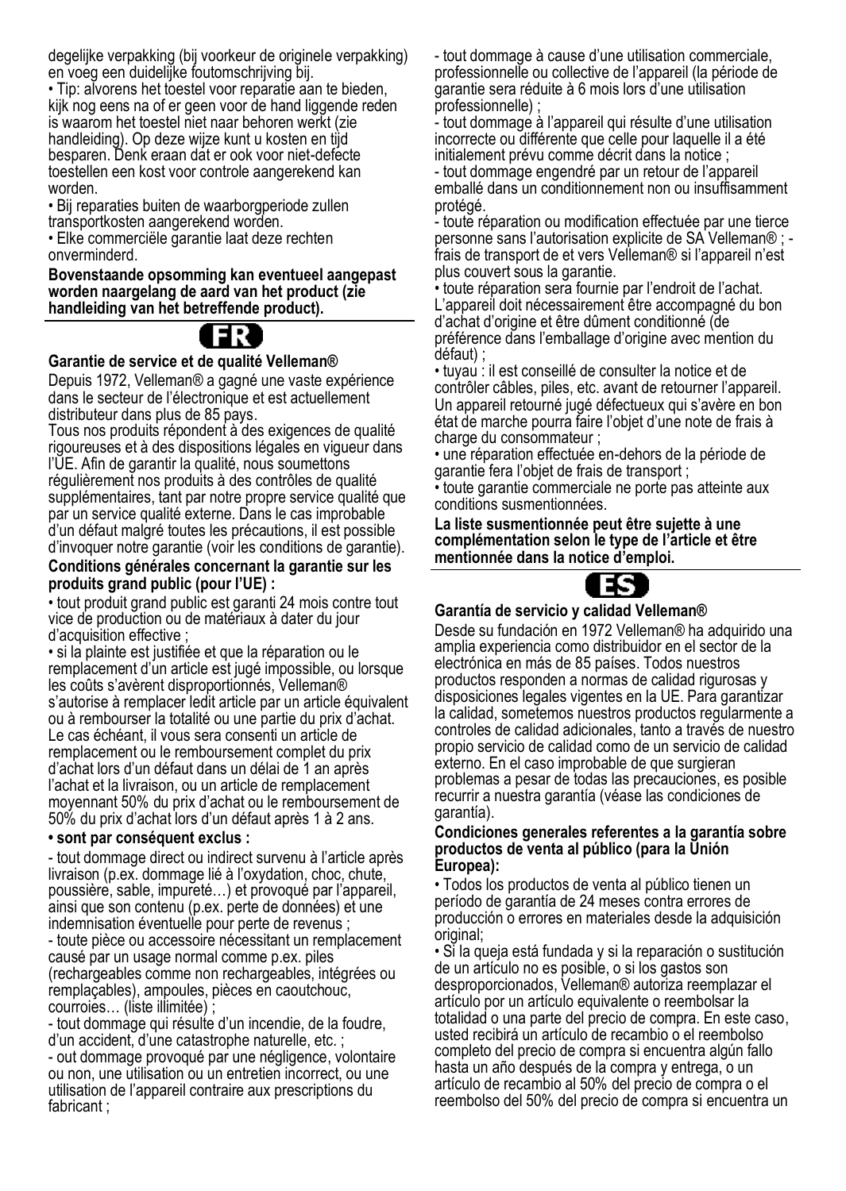degelijke verpakking (bij voorkeur de originele verpakking) en voeg een duidelijke foutomschrijving bij.

• Tip: alvorens het toestel voor reparatie aan te bieden, kijk nog eens na of er geen voor de hand liggende reden is waarom het toestel niet naar behoren werkt (zie handleiding). Op deze wijze kunt u kosten en tijd besparen. Denk eraan dat er ook voor niet-defecte toestellen een kost voor controle aangerekend kan worden.

• Bij reparaties buiten de waarborgperiode zullen transportkosten aangerekend worden.

• Elke commerciële garantie laat deze rechten onverminderd.

**Bovenstaande opsomming kan eventueel aangepast worden naargelang de aard van het product (zie handleiding van het betreffende product).**

## FR

### Garantie de service et de qualité Velleman®

Depuis 1972, Velleman® a gagné une vaste expérience dans le secteur de l'électronique et est actuellement distributeur dans plus de 85 pays.

Tous nos produits répondent à des exigences de qualité rigoureuses et à des dispositions légales en vigueur dans l'UE. Afin de garantir la qualité, nous soumettons régulièrement nos produits à des contrôles de qualité supplémentaires, tant par notre propre service qualité que par un service qualité externe. Dans le cas improbable d'un défaut malgré toutes les précautions, il est possible d'invoquer notre garantie (voir les conditions de garantie).

**Conditions générales concernant la garantie sur les produits grand public (pour l'UE) :**

• tout produit grand public est garanti 24 mois contre tout vice de production ou de matériaux à dater du jour d'acquisition effective ;

• si la plainte est justifiée et que la réparation ou le remplacement d'un article est jugé impossible, ou lorsque les coûts s'avèrent disproportionnés, Velleman® s'autorise à remplacer ledit article par un article équivalent ou à rembourser la totalité ou une partie du prix d'achat. Le cas échéant, il vous sera consenti un article de remplacement ou le remboursement complet du prix d'achat lors d'un défaut dans un délai de 1 an après l'achat et la livraison, ou un article de remplacement moyennant 50% du prix d'achat ou le remboursement de 50% du prix d'achat lors d'un défaut après 1 à 2 ans.

**• sont par conséquent exclus :**

- tout dommage direct ou indirect survenu à l'article après livraison (p.ex. dommage lié à l'oxydation, choc, chute, poussière, sable, impureté…) et provoqué par l'appareil, ainsi que son contenu (p.ex. perte de données) et une indemnisation éventuelle pour perte de revenus ;
- toute pièce ou accessoire nécessitant un remplacement causé par un usage normal comme p.ex. piles (rechargeables comme non rechargeables, intégrées ou remplaçables), ampoules, pièces en caoutchouc, courroies… (liste illimitée) ;
- tout dommage qui résulte d'un incendie, de la foudre, d'un accident, d'une catastrophe naturelle, etc. ;
- out dommage provoqué par une négligence, volontaire ou non, une utilisation ou un entretien incorrect, ou une utilisation de l'appareil contraire aux prescriptions du fabricant ;
- tout dommage à cause d'une utilisation commerciale, professionnelle ou collective de l'appareil (la période de garantie sera réduite à 6 mois lors d'une utilisation professionnelle) ;
- tout dommage à l'appareil qui résulte d'une utilisation incorrecte ou différente que celle pour laquelle il a été initialement prévu comme décrit dans la notice ;
- tout dommage engendré par un retour de l'appareil emballé dans un conditionnement non ou insuffisamment protégé.
- toute réparation ou modification effectuée par une tierce personne sans l'autorisation explicite de SA Velleman® ; - frais de transport de et vers Velleman® si l'appareil n'est plus couvert sous la garantie.

• toute réparation sera fournie par l'endroit de l'achat. L'appareil doit nécessairement être accompagné du bon d'achat d'origine et être dûment conditionné (de préférence dans l'emballage d'origine avec mention du défaut) ;

• tuyau : il est conseillé de consulter la notice et de contrôler câbles, piles, etc. avant de retourner l'appareil. Un appareil retourné jugé défectueux qui s'avère en bon état de marche pourra faire l'objet d'une note de frais à charge du consommateur ;

• une réparation effectuée en-dehors de la période de garantie fera l'objet de frais de transport ;

• toute garantie commerciale ne porte pas atteinte aux conditions susmentionnées.

**La liste susmentionnée peut être sujette à une complémentation selon le type de l'article et être mentionnée dans la notice d'emploi.**

## ES

### Garantía de servicio y calidad Velleman®

Desde su fundación en 1972 Velleman® ha adquirido una amplia experiencia como distribuidor en el sector de la electrónica en más de 85 países. Todos nuestros productos responden a normas de calidad rigurosas y disposiciones legales vigentes en la UE. Para garantizar la calidad, sometemos nuestros productos regularmente a controles de calidad adicionales, tanto a través de nuestro propio servicio de calidad como de un servicio de calidad externo. En el caso improbable de que surgieran problemas a pesar de todas las precauciones, es posible recurrir a nuestra garantía (véase las condiciones de garantía).

**Condiciones generales referentes a la garantía sobre productos de venta al público (para la Unión Europea):**

• Todos los productos de venta al público tienen un período de garantía de 24 meses contra errores de producción o errores en materiales desde la adquisición original;

• Si la queja está fundada y si la reparación o sustitución de un artículo no es posible, o si los gastos son desproporcionados, Velleman® autoriza reemplazar el artículo por un artículo equivalente o reembolsar la totalidad o una parte del precio de compra. En este caso, usted recibirá un artículo de recambio o el reembolso completo del precio de compra si encuentra algún fallo hasta un año después de la compra y entrega, o un artículo de recambio al 50% del precio de compra o el reembolso del 50% del precio de compra si encuentra un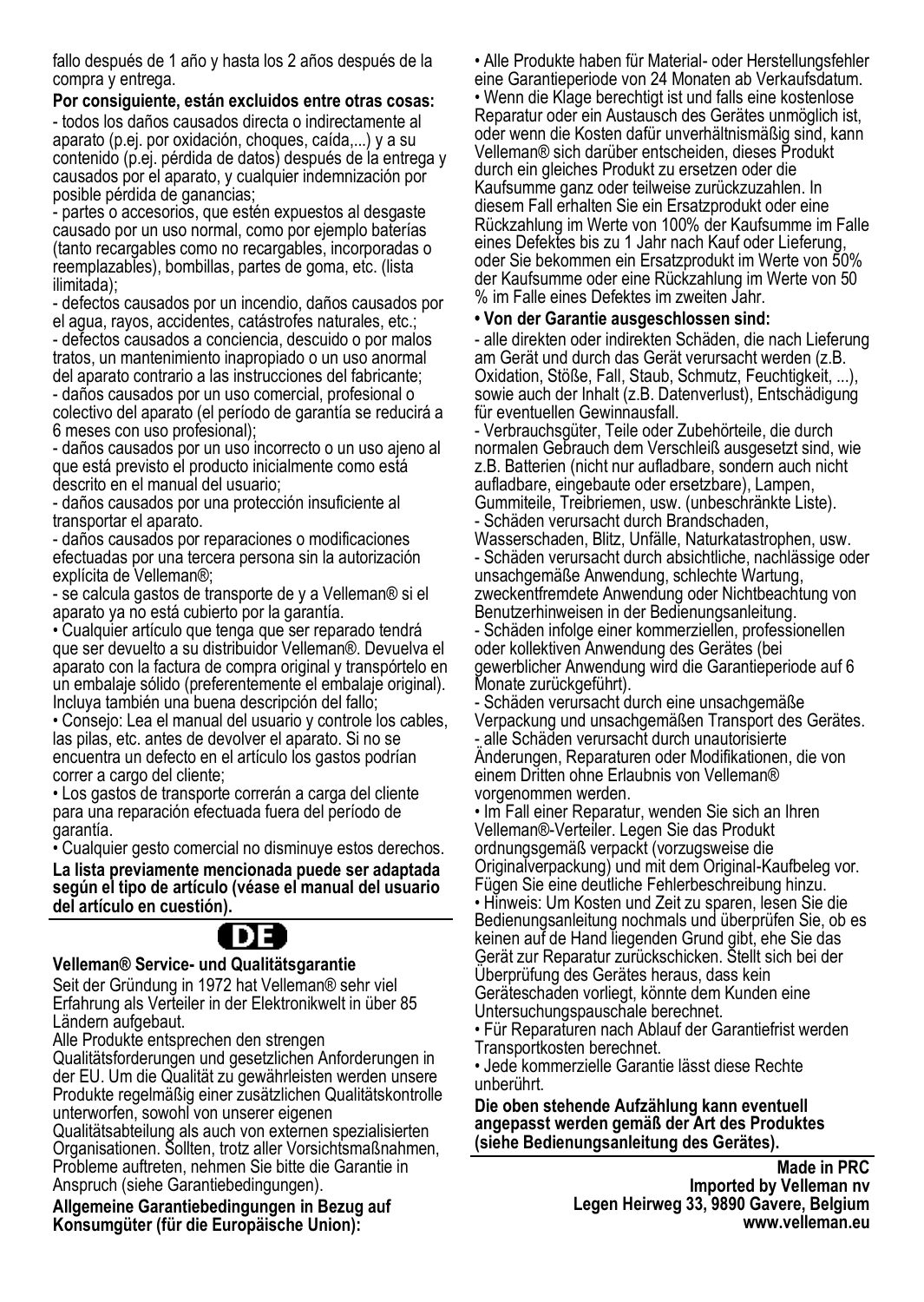fallo después de 1 año y hasta los 2 años después de la compra y entrega.

**Por consiguiente, están excluidos entre otras cosas:**

- todos los daños causados directa o indirectamente al aparato (p.ej. por oxidación, choques, caída,...) y a su contenido (p.ej. pérdida de datos) después de la entrega y causados por el aparato, y cualquier indemnización por posible pérdida de ganancias;
- partes o accesorios, que estén expuestos al desgaste causado por un uso normal, como por ejemplo baterías (tanto recargables como no recargables, incorporadas o reemplazables), bombillas, partes de goma, etc. (lista ilimitada);
- defectos causados por un incendio, daños causados por el agua, rayos, accidentes, catástrofes naturales, etc.;
- defectos causados a conciencia, descuido o por malos tratos, un mantenimiento inapropiado o un uso anormal del aparato contrario a las instrucciones del fabricante;
- daños causados por un uso comercial, profesional o colectivo del aparato (el período de garantía se reducirá a 6 meses con uso profesional);
- daños causados por un uso incorrecto o un uso ajeno al que está previsto el producto inicialmente como está descrito en el manual del usuario;
- daños causados por una protección insuficiente al transportar el aparato.
- daños causados por reparaciones o modificaciones efectuadas por una tercera persona sin la autorización explícita de Velleman®;
- se calcula gastos de transporte de y a Velleman® si el aparato ya no está cubierto por la garantía.

• Cualquier artículo que tenga que ser reparado tendrá que ser devuelto a su distribuidor Velleman®. Devuelva el aparato con la factura de compra original y transpórtelo en un embalaje sólido (preferentemente el embalaje original). Incluya también una buena descripción del fallo;

• Consejo: Lea el manual del usuario y controle los cables, las pilas, etc. antes de devolver el aparato. Si no se encuentra un defecto en el artículo los gastos podrían correr a cargo del cliente;

• Los gastos de transporte correrán a carga del cliente para una reparación efectuada fuera del período de garantía.

• Cualquier gesto comercial no disminuye estos derechos.

**La lista previamente mencionada puede ser adaptada según el tipo de artículo (véase el manual del usuario del artículo en cuestión).**

## DE

**Velleman® Service- und Qualitätsgarantie**

Seit der Gründung in 1972 hat Velleman® sehr viel Erfahrung als Verteiler in der Elektronikwelt in über 85 Ländern aufgebaut.

Alle Produkte entsprechen den strengen Qualitätsforderungen und gesetzlichen Anforderungen in der EU. Um die Qualität zu gewährleisten werden unsere Produkte regelmäßig einer zusätzlichen Qualitätskontrolle unterworfen, sowohl von unserer eigenen Qualitätsabteilung als auch von externen spezialisierten Organisationen. Sollten, trotz aller Vorsichtsmaßnahmen, Probleme auftreten, nehmen Sie bitte die Garantie in Anspruch (siehe Garantiebedingungen).

**Allgemeine Garantiebedingungen in Bezug auf Konsumgüter (für die Europäische Union):**

• Alle Produkte haben für Material- oder Herstellungsfehler eine Garantieperiode von 24 Monaten ab Verkaufsdatum.

• Wenn die Klage berechtigt ist und falls eine kostenlose Reparatur oder ein Austausch des Gerätes unmöglich ist, oder wenn die Kosten dafür unverhältnismäßig sind, kann Velleman® sich darüber entscheiden, dieses Produkt durch ein gleiches Produkt zu ersetzen oder die Kaufsumme ganz oder teilweise zurückzuzahlen. In diesem Fall erhalten Sie ein Ersatzprodukt oder eine Rückzahlung im Werte von 100% der Kaufsumme im Falle eines Defektes bis zu 1 Jahr nach Kauf oder Lieferung, oder Sie bekommen ein Ersatzprodukt im Werte von 50% der Kaufsumme oder eine Rückzahlung im Werte von 50 % im Falle eines Defektes im zweiten Jahr.

**• Von der Garantie ausgeschlossen sind:**

- alle direkten oder indirekten Schäden, die nach Lieferung am Gerät und durch das Gerät verursacht werden (z.B. Oxidation, Stöße, Fall, Staub, Schmutz, Feuchtigkeit, ...), sowie auch der Inhalt (z.B. Datenverlust), Entschädigung für eventuellen Gewinnausfall.
- Verbrauchsgüter, Teile oder Zubehörteile, die durch normalen Gebrauch dem Verschleiß ausgesetzt sind, wie z.B. Batterien (nicht nur aufladbare, sondern auch nicht aufladbare, eingebaute oder ersetzbare), Lampen, Gummiteile, Treibriemen, usw. (unbeschränkte Liste).
- Schäden verursacht durch Brandschaden, Wasserschaden, Blitz, Unfälle, Naturkatastrophen, usw.
- Schäden verursacht durch absichtliche, nachlässige oder unsachgemäße Anwendung, schlechte Wartung, zweckentfremdete Anwendung oder Nichtbeachtung von Benutzerhinweisen in der Bedienungsanleitung.
- Schäden infolge einer kommerziellen, professionellen oder kollektiven Anwendung des Gerätes (bei gewerblicher Anwendung wird die Garantieperiode auf 6 Monate zurückgeführt).
- Schäden verursacht durch eine unsachgemäße Verpackung und unsachgemäßen Transport des Gerätes.
- alle Schäden verursacht durch unautorisierte Änderungen, Reparaturen oder Modifikationen, die von einem Dritten ohne Erlaubnis von Velleman® vorgenommen werden.

• Im Fall einer Reparatur, wenden Sie sich an Ihren Velleman®-Verteiler. Legen Sie das Produkt ordnungsgemäß verpackt (vorzugsweise die Originalverpackung) und mit dem Original-Kaufbeleg vor. Fügen Sie eine deutliche Fehlerbeschreibung hinzu.

• Hinweis: Um Kosten und Zeit zu sparen, lesen Sie die Bedienungsanleitung nochmals und überprüfen Sie, ob es keinen auf de Hand liegenden Grund gibt, ehe Sie das Gerät zur Reparatur zurückschicken. Stellt sich bei der Überprüfung des Gerätes heraus, dass kein Geräteschaden vorliegt, könnte dem Kunden eine Untersuchungspauschale berechnet.

• Für Reparaturen nach Ablauf der Garantiefrist werden Transportkosten berechnet.

• Jede kommerzielle Garantie lässt diese Rechte unberührt.

**Die oben stehende Aufzählung kann eventuell angepasst werden gemäß der Art des Produktes (siehe Bedienungsanleitung des Gerätes).**

**Made in PRC**
**Imported by Velleman nv**
**Legen Heirweg 33, 9890 Gavere, Belgium**
**www.velleman.eu**